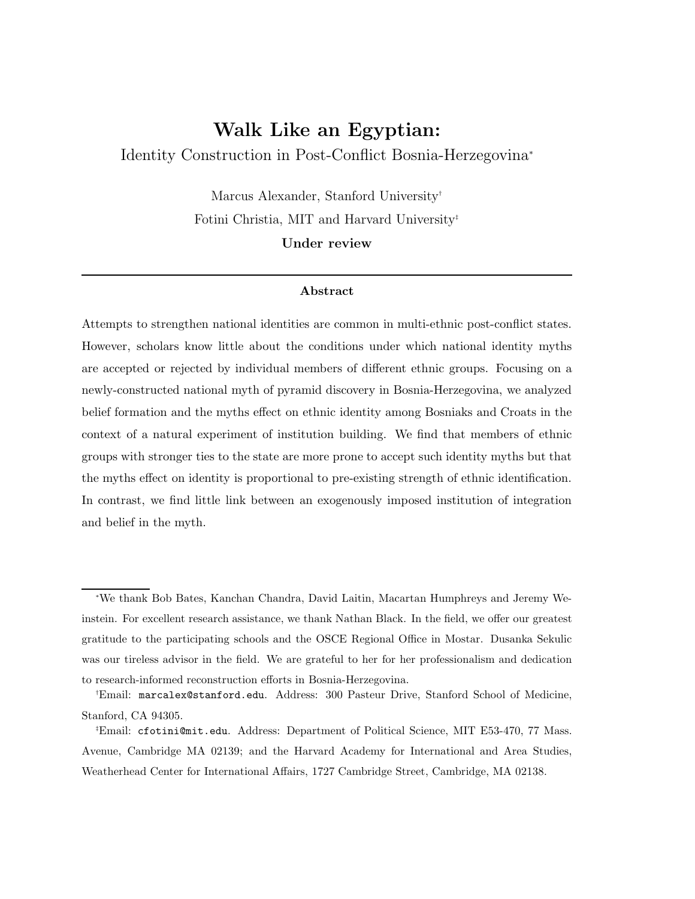# Walk Like an Egyptian:

Identity Construction in Post-Conflict Bosnia-Herzegovina[*]

Marcus Alexander, Stanford University[†]

Fotini Christia, MIT and Harvard University[‡]

**Under review**

---

### Abstract

Attempts to strengthen national identities are common in multi-ethnic post-conflict states. However, scholars know little about the conditions under which national identity myths are accepted or rejected by individual members of different ethnic groups. Focusing on a newly-constructed national myth of pyramid discovery in Bosnia-Herzegovina, we analyzed belief formation and the myths effect on ethnic identity among Bosniaks and Croats in the context of a natural experiment of institution building. We find that members of ethnic groups with stronger ties to the state are more prone to accept such identity myths but that the myths effect on identity is proportional to pre-existing strength of ethnic identification. In contrast, we find little link between an exogenously imposed institution of integration and belief in the myth.

---

[*] We thank Bob Bates, Kanchan Chandra, David Laitin, Macartan Humphreys and Jeremy Weinstein. For excellent research assistance, we thank Nathan Black. In the field, we offer our greatest gratitude to the participating schools and the OSCE Regional Office in Mostar. Dusanka Sekulic was our tireless advisor in the field. We are grateful to her for her professionalism and dedication to research-informed reconstruction efforts in Bosnia-Herzegovina.

[†] Email: `marcalex@stanford.edu`. Address: 300 Pasteur Drive, Stanford School of Medicine, Stanford, CA 94305.

[‡] Email: `cfotini@mit.edu`. Address: Department of Political Science, MIT E53-470, 77 Mass. Avenue, Cambridge MA 02139; and the Harvard Academy for International and Area Studies, Weatherhead Center for International Affairs, 1727 Cambridge Street, Cambridge, MA 02138.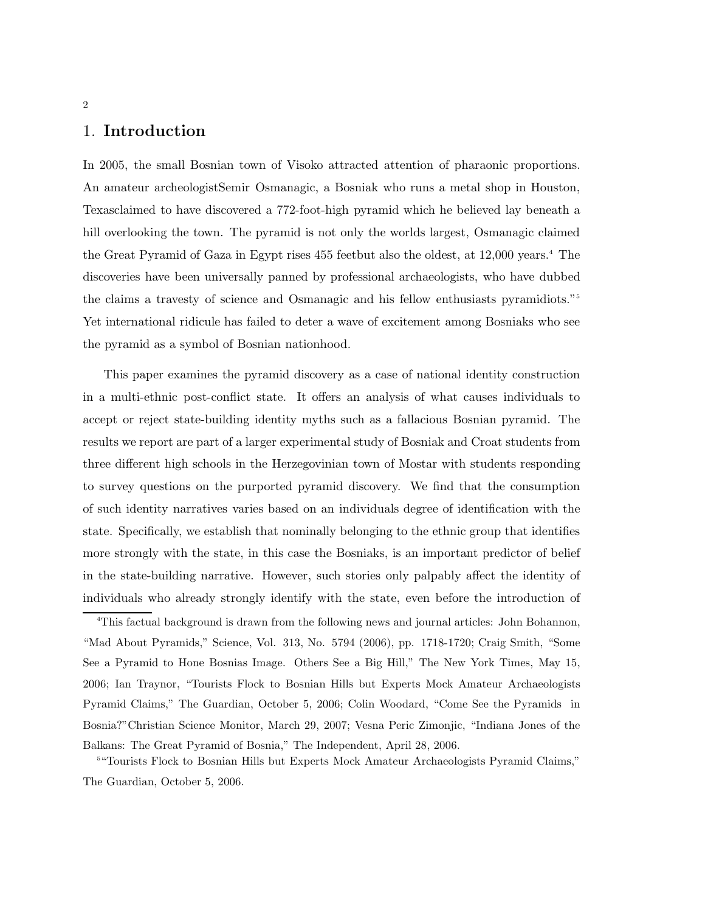## 1. **Introduction**

In 2005, the small Bosnian town of Visoko attracted attention of pharaonic proportions. An amateur archeologistSemir Osmanagic, a Bosniak who runs a metal shop in Houston, Texasclaimed to have discovered a 772-foot-high pyramid which he believed lay beneath a hill overlooking the town. The pyramid is not only the worlds largest, Osmanagic claimed the Great Pyramid of Gaza in Egypt rises 455 feetbut also the oldest, at 12,000 years.[4] The discoveries have been universally panned by professional archaeologists, who have dubbed the claims a travesty of science and Osmanagic and his fellow enthusiasts pyramidiots."[5] Yet international ridicule has failed to deter a wave of excitement among Bosniaks who see the pyramid as a symbol of Bosnian nationhood.

This paper examines the pyramid discovery as a case of national identity construction in a multi-ethnic post-conflict state. It offers an analysis of what causes individuals to accept or reject state-building identity myths such as a fallacious Bosnian pyramid. The results we report are part of a larger experimental study of Bosniak and Croat students from three different high schools in the Herzegovinian town of Mostar with students responding to survey questions on the purported pyramid discovery. We find that the consumption of such identity narratives varies based on an individuals degree of identification with the state. Specifically, we establish that nominally belonging to the ethnic group that identifies more strongly with the state, in this case the Bosniaks, is an important predictor of belief in the state-building narrative. However, such stories only palpably affect the identity of individuals who already strongly identify with the state, even before the introduction of

[4]This factual background is drawn from the following news and journal articles: John Bohannon, "Mad About Pyramids," Science, Vol. 313, No. 5794 (2006), pp. 1718-1720; Craig Smith, "Some See a Pyramid to Hone Bosnias Image. Others See a Big Hill," The New York Times, May 15, 2006; Ian Traynor, "Tourists Flock to Bosnian Hills but Experts Mock Amateur Archaeologists Pyramid Claims," The Guardian, October 5, 2006; Colin Woodard, "Come See the Pyramids in Bosnia?"Christian Science Monitor, March 29, 2007; Vesna Peric Zimonjic, "Indiana Jones of the Balkans: The Great Pyramid of Bosnia," The Independent, April 28, 2006.

[5]"Tourists Flock to Bosnian Hills but Experts Mock Amateur Archaeologists Pyramid Claims," The Guardian, October 5, 2006.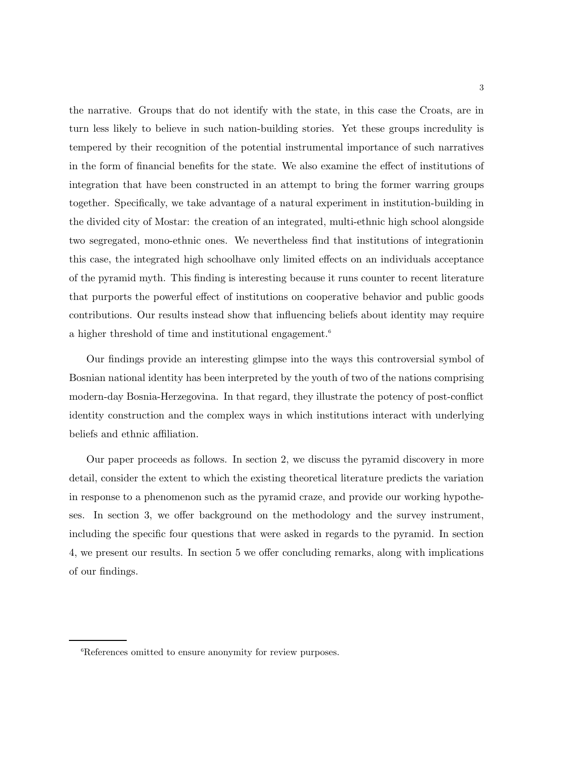the narrative. Groups that do not identify with the state, in this case the Croats, are in turn less likely to believe in such nation-building stories. Yet these groups incredulity is tempered by their recognition of the potential instrumental importance of such narratives in the form of financial benefits for the state. We also examine the effect of institutions of integration that have been constructed in an attempt to bring the former warring groups together. Specifically, we take advantage of a natural experiment in institution-building in the divided city of Mostar: the creation of an integrated, multi-ethnic high school alongside two segregated, mono-ethnic ones. We nevertheless find that institutions of integrationin this case, the integrated high schoolhave only limited effects on an individuals acceptance of the pyramid myth. This finding is interesting because it runs counter to recent literature that purports the powerful effect of institutions on cooperative behavior and public goods contributions. Our results instead show that influencing beliefs about identity may require a higher threshold of time and institutional engagement.[6]

Our findings provide an interesting glimpse into the ways this controversial symbol of Bosnian national identity has been interpreted by the youth of two of the nations comprising modern-day Bosnia-Herzegovina. In that regard, they illustrate the potency of post-conflict identity construction and the complex ways in which institutions interact with underlying beliefs and ethnic affiliation.

Our paper proceeds as follows. In section 2, we discuss the pyramid discovery in more detail, consider the extent to which the existing theoretical literature predicts the variation in response to a phenomenon such as the pyramid craze, and provide our working hypotheses. In section 3, we offer background on the methodology and the survey instrument, including the specific four questions that were asked in regards to the pyramid. In section 4, we present our results. In section 5 we offer concluding remarks, along with implications of our findings.

[6]References omitted to ensure anonymity for review purposes.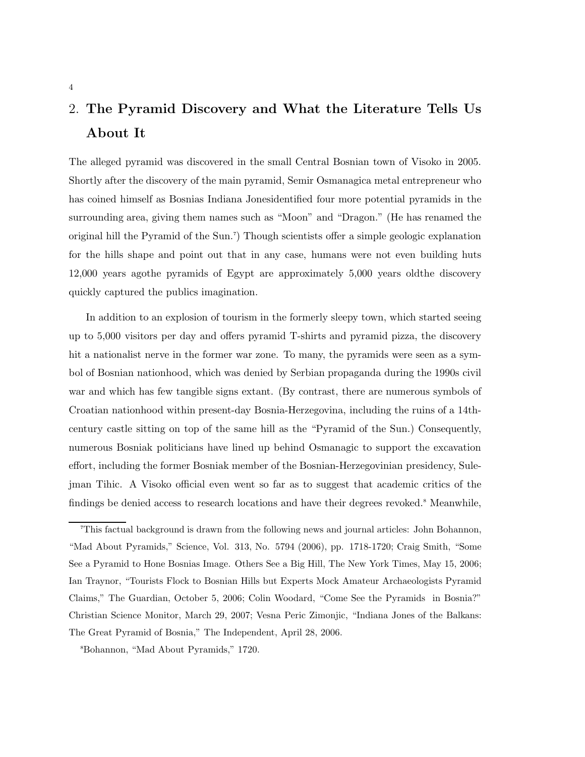## 2. The Pyramid Discovery and What the Literature Tells Us About It

The alleged pyramid was discovered in the small Central Bosnian town of Visoko in 2005. Shortly after the discovery of the main pyramid, Semir Osmanagica metal entrepreneur who has coined himself as Bosnias Indiana Jonesidentified four more potential pyramids in the surrounding area, giving them names such as "Moon" and "Dragon." (He has renamed the original hill the Pyramid of the Sun.[7]) Though scientists offer a simple geologic explanation for the hills shape and point out that in any case, humans were not even building huts 12,000 years agothe pyramids of Egypt are approximately 5,000 years oldthe discovery quickly captured the publics imagination.

In addition to an explosion of tourism in the formerly sleepy town, which started seeing up to 5,000 visitors per day and offers pyramid T-shirts and pyramid pizza, the discovery hit a nationalist nerve in the former war zone. To many, the pyramids were seen as a symbol of Bosnian nationhood, which was denied by Serbian propaganda during the 1990s civil war and which has few tangible signs extant. (By contrast, there are numerous symbols of Croatian nationhood within present-day Bosnia-Herzegovina, including the ruins of a 14th-century castle sitting on top of the same hill as the "Pyramid of the Sun.) Consequently, numerous Bosniak politicians have lined up behind Osmanagic to support the excavation effort, including the former Bosniak member of the Bosnian-Herzegovinian presidency, Sulejman Tihic. A Visoko official even went so far as to suggest that academic critics of the findings be denied access to research locations and have their degrees revoked.[8] Meanwhile,

---

[7]This factual background is drawn from the following news and journal articles: John Bohannon, "Mad About Pyramids," Science, Vol. 313, No. 5794 (2006), pp. 1718-1720; Craig Smith, "Some See a Pyramid to Hone Bosnias Image. Others See a Big Hill, The New York Times, May 15, 2006; Ian Traynor, "Tourists Flock to Bosnian Hills but Experts Mock Amateur Archaeologists Pyramid Claims," The Guardian, October 5, 2006; Colin Woodard, "Come See the Pyramids in Bosnia?" Christian Science Monitor, March 29, 2007; Vesna Peric Zimonjic, "Indiana Jones of the Balkans: The Great Pyramid of Bosnia," The Independent, April 28, 2006.

[8]Bohannon, "Mad About Pyramids," 1720.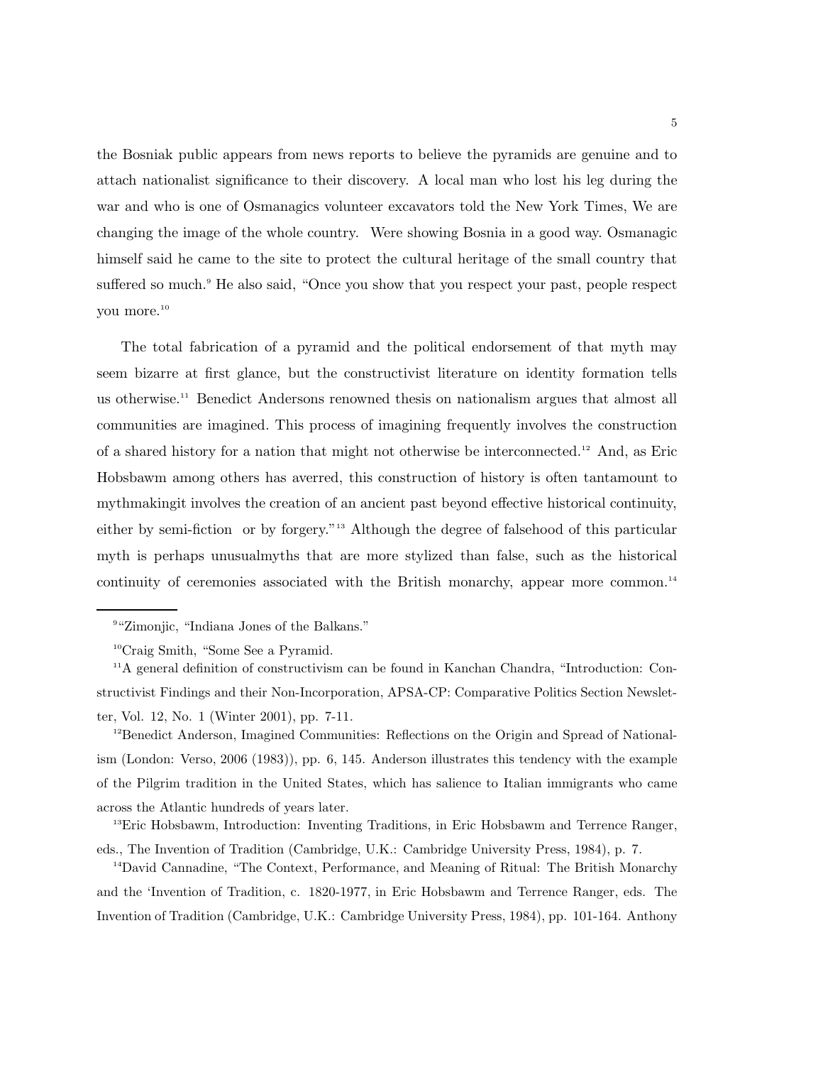the Bosniak public appears from news reports to believe the pyramids are genuine and to attach nationalist significance to their discovery. A local man who lost his leg during the war and who is one of Osmanagics volunteer excavators told the New York Times, We are changing the image of the whole country. Were showing Bosnia in a good way. Osmanagic himself said he came to the site to protect the cultural heritage of the small country that suffered so much.[9] He also said, "Once you show that you respect your past, people respect you more.[10]

The total fabrication of a pyramid and the political endorsement of that myth may seem bizarre at first glance, but the constructivist literature on identity formation tells us otherwise.[11] Benedict Andersons renowned thesis on nationalism argues that almost all communities are imagined. This process of imagining frequently involves the construction of a shared history for a nation that might not otherwise be interconnected.[12] And, as Eric Hobsbawm among others has averred, this construction of history is often tantamount to mythmakingit involves the creation of an ancient past beyond effective historical continuity, either by semi-fiction or by forgery."[13] Although the degree of falsehood of this particular myth is perhaps unusualmyths that are more stylized than false, such as the historical continuity of ceremonies associated with the British monarchy, appear more common.[14]

---

[9] "Zimonjic, "Indiana Jones of the Balkans."

[10] Craig Smith, "Some See a Pyramid.

[11] A general definition of constructivism can be found in Kanchan Chandra, "Introduction: Constructivist Findings and their Non-Incorporation, APSA-CP: Comparative Politics Section Newsletter, Vol. 12, No. 1 (Winter 2001), pp. 7-11.

[12] Benedict Anderson, Imagined Communities: Reflections on the Origin and Spread of Nationalism (London: Verso, 2006 (1983)), pp. 6, 145. Anderson illustrates this tendency with the example of the Pilgrim tradition in the United States, which has salience to Italian immigrants who came across the Atlantic hundreds of years later.

[13] Eric Hobsbawm, Introduction: Inventing Traditions, in Eric Hobsbawm and Terrence Ranger, eds., The Invention of Tradition (Cambridge, U.K.: Cambridge University Press, 1984), p. 7.

[14] David Cannadine, "The Context, Performance, and Meaning of Ritual: The British Monarchy and the 'Invention of Tradition, c. 1820-1977, in Eric Hobsbawm and Terrence Ranger, eds. The Invention of Tradition (Cambridge, U.K.: Cambridge University Press, 1984), pp. 101-164. Anthony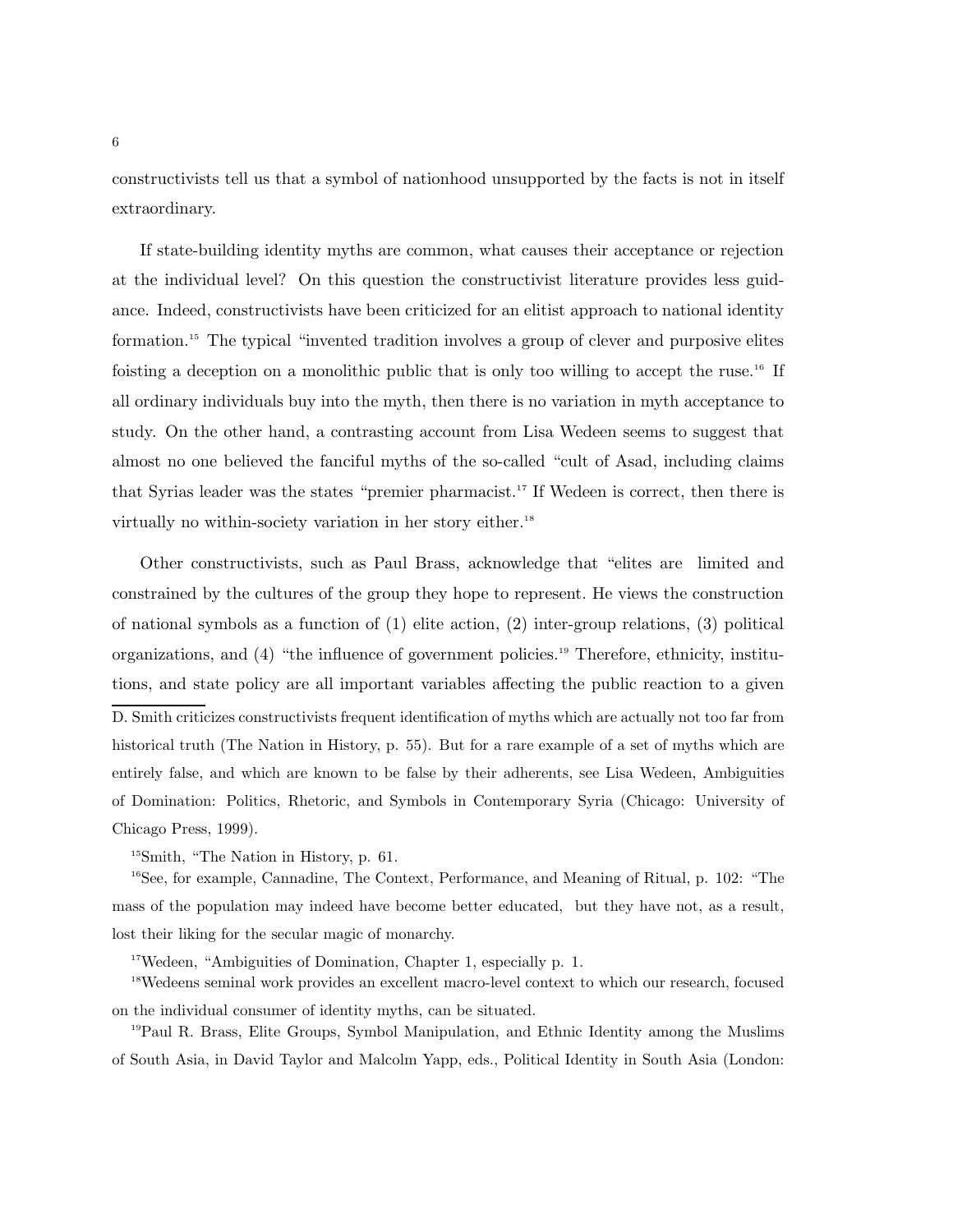constructivists tell us that a symbol of nationhood unsupported by the facts is not in itself extraordinary.

If state-building identity myths are common, what causes their acceptance or rejection at the individual level? On this question the constructivist literature provides less guidance. Indeed, constructivists have been criticized for an elitist approach to national identity formation.[15] The typical "invented tradition involves a group of clever and purposive elites foisting a deception on a monolithic public that is only too willing to accept the ruse.[16] If all ordinary individuals buy into the myth, then there is no variation in myth acceptance to study. On the other hand, a contrasting account from Lisa Wedeen seems to suggest that almost no one believed the fanciful myths of the so-called "cult of Asad, including claims that Syrias leader was the states "premier pharmacist.[17] If Wedeen is correct, then there is virtually no within-society variation in her story either.[18]

Other constructivists, such as Paul Brass, acknowledge that "elites are  limited and constrained by the cultures of the group they hope to represent. He views the construction of national symbols as a function of (1) elite action, (2) inter-group relations, (3) political organizations, and (4) "the influence of government policies.[19] Therefore, ethnicity, institutions, and state policy are all important variables affecting the public reaction to a given

D. Smith criticizes constructivists frequent identification of myths which are actually not too far from historical truth (The Nation in History, p. 55). But for a rare example of a set of myths which are entirely false, and which are known to be false by their adherents, see Lisa Wedeen, Ambiguities of Domination: Politics, Rhetoric, and Symbols in Contemporary Syria (Chicago: University of Chicago Press, 1999).

[15]Smith, "The Nation in History, p. 61.

[16]See, for example, Cannadine, The Context, Performance, and Meaning of Ritual, p. 102: "The mass of the population may indeed have become better educated,  but they have not, as a result, lost their liking for the secular magic of monarchy.

[17]Wedeen, "Ambiguities of Domination, Chapter 1, especially p. 1.

[18]Wedeens seminal work provides an excellent macro-level context to which our research, focused on the individual consumer of identity myths, can be situated.

[19]Paul R. Brass, Elite Groups, Symbol Manipulation, and Ethnic Identity among the Muslims of South Asia, in David Taylor and Malcolm Yapp, eds., Political Identity in South Asia (London: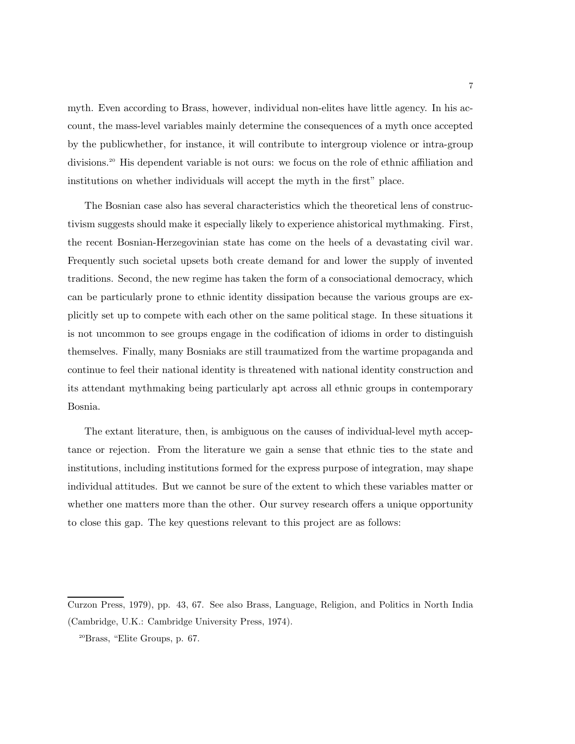myth. Even according to Brass, however, individual non-elites have little agency. In his account, the mass-level variables mainly determine the consequences of a myth once accepted by the publicwhether, for instance, it will contribute to intergroup violence or intra-group divisions.[20] His dependent variable is not ours: we focus on the role of ethnic affiliation and institutions on whether individuals will accept the myth in the first" place.

The Bosnian case also has several characteristics which the theoretical lens of constructivism suggests should make it especially likely to experience ahistorical mythmaking. First, the recent Bosnian-Herzegovinian state has come on the heels of a devastating civil war. Frequently such societal upsets both create demand for and lower the supply of invented traditions. Second, the new regime has taken the form of a consociational democracy, which can be particularly prone to ethnic identity dissipation because the various groups are explicitly set up to compete with each other on the same political stage. In these situations it is not uncommon to see groups engage in the codification of idioms in order to distinguish themselves. Finally, many Bosniaks are still traumatized from the wartime propaganda and continue to feel their national identity is threatened with national identity construction and its attendant mythmaking being particularly apt across all ethnic groups in contemporary Bosnia.

The extant literature, then, is ambiguous on the causes of individual-level myth acceptance or rejection. From the literature we gain a sense that ethnic ties to the state and institutions, including institutions formed for the express purpose of integration, may shape individual attitudes. But we cannot be sure of the extent to which these variables matter or whether one matters more than the other. Our survey research offers a unique opportunity to close this gap. The key questions relevant to this project are as follows:

---

Curzon Press, 1979), pp. 43, 67. See also Brass, Language, Religion, and Politics in North India (Cambridge, U.K.: Cambridge University Press, 1974).

[20]Brass, "Elite Groups, p. 67.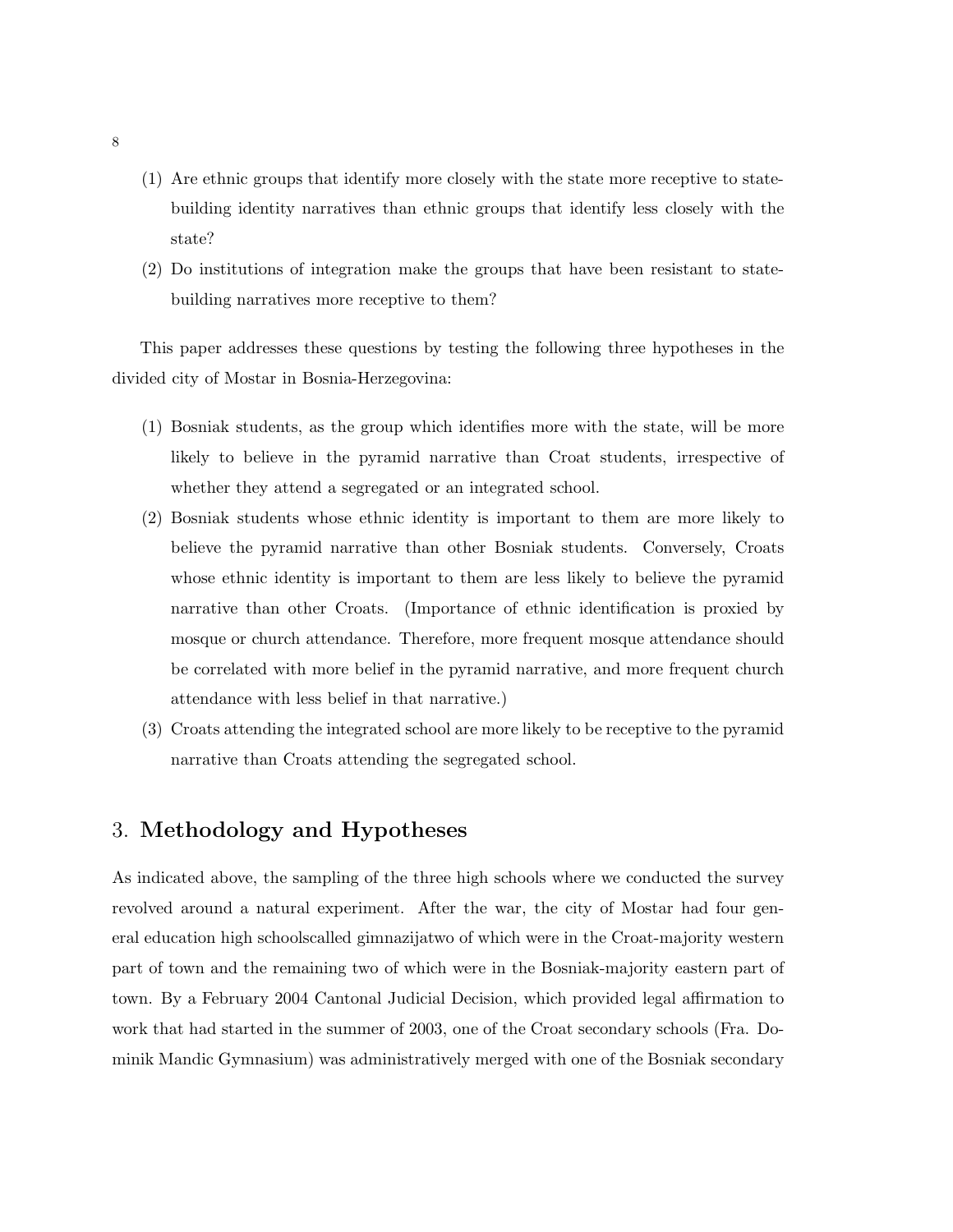(1) Are ethnic groups that identify more closely with the state more receptive to state-building identity narratives than ethnic groups that identify less closely with the state?
(2) Do institutions of integration make the groups that have been resistant to state-building narratives more receptive to them?

This paper addresses these questions by testing the following three hypotheses in the divided city of Mostar in Bosnia-Herzegovina:

(1) Bosniak students, as the group which identifies more with the state, will be more likely to believe in the pyramid narrative than Croat students, irrespective of whether they attend a segregated or an integrated school.
(2) Bosniak students whose ethnic identity is important to them are more likely to believe the pyramid narrative than other Bosniak students. Conversely, Croats whose ethnic identity is important to them are less likely to believe the pyramid narrative than other Croats. (Importance of ethnic identification is proxied by mosque or church attendance. Therefore, more frequent mosque attendance should be correlated with more belief in the pyramid narrative, and more frequent church attendance with less belief in that narrative.)
(3) Croats attending the integrated school are more likely to be receptive to the pyramid narrative than Croats attending the segregated school.

## 3. Methodology and Hypotheses

As indicated above, the sampling of the three high schools where we conducted the survey revolved around a natural experiment. After the war, the city of Mostar had four general education high schoolscalled gimnazijatwo of which were in the Croat-majority western part of town and the remaining two of which were in the Bosniak-majority eastern part of town. By a February 2004 Cantonal Judicial Decision, which provided legal affirmation to work that had started in the summer of 2003, one of the Croat secondary schools (Fra. Dominik Mandic Gymnasium) was administratively merged with one of the Bosniak secondary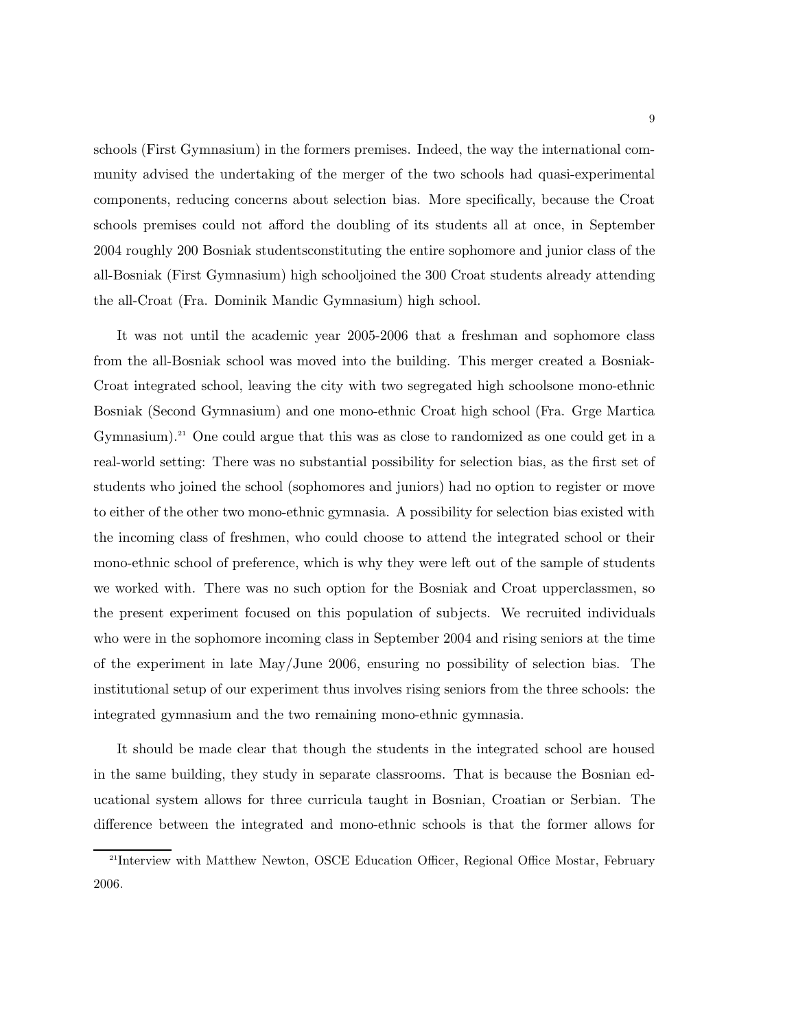schools (First Gymnasium) in the formers premises. Indeed, the way the international community advised the undertaking of the merger of the two schools had quasi-experimental components, reducing concerns about selection bias. More specifically, because the Croat schools premises could not afford the doubling of its students all at once, in September 2004 roughly 200 Bosniak studentsconstituting the entire sophomore and junior class of the all-Bosniak (First Gymnasium) high schooljoined the 300 Croat students already attending the all-Croat (Fra. Dominik Mandic Gymnasium) high school.

It was not until the academic year 2005-2006 that a freshman and sophomore class from the all-Bosniak school was moved into the building. This merger created a Bosniak-Croat integrated school, leaving the city with two segregated high schoolsone mono-ethnic Bosniak (Second Gymnasium) and one mono-ethnic Croat high school (Fra. Grge Martica Gymnasium).[21] One could argue that this was as close to randomized as one could get in a real-world setting: There was no substantial possibility for selection bias, as the first set of students who joined the school (sophomores and juniors) had no option to register or move to either of the other two mono-ethnic gymnasia. A possibility for selection bias existed with the incoming class of freshmen, who could choose to attend the integrated school or their mono-ethnic school of preference, which is why they were left out of the sample of students we worked with. There was no such option for the Bosniak and Croat upperclassmen, so the present experiment focused on this population of subjects. We recruited individuals who were in the sophomore incoming class in September 2004 and rising seniors at the time of the experiment in late May/June 2006, ensuring no possibility of selection bias. The institutional setup of our experiment thus involves rising seniors from the three schools: the integrated gymnasium and the two remaining mono-ethnic gymnasia.

It should be made clear that though the students in the integrated school are housed in the same building, they study in separate classrooms. That is because the Bosnian educational system allows for three curricula taught in Bosnian, Croatian or Serbian. The difference between the integrated and mono-ethnic schools is that the former allows for

[21] Interview with Matthew Newton, OSCE Education Officer, Regional Office Mostar, February 2006.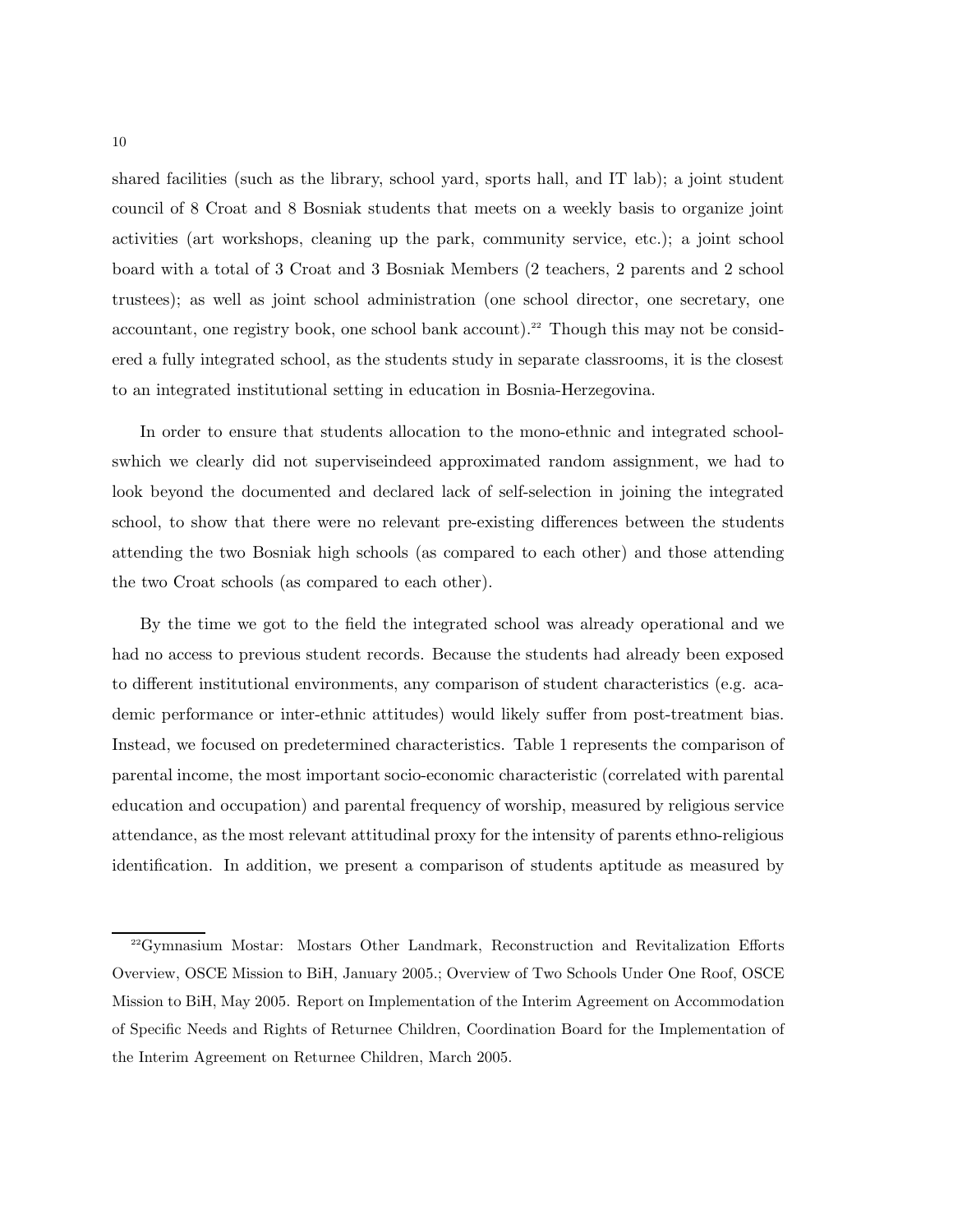shared facilities (such as the library, school yard, sports hall, and IT lab); a joint student council of 8 Croat and 8 Bosniak students that meets on a weekly basis to organize joint activities (art workshops, cleaning up the park, community service, etc.); a joint school board with a total of 3 Croat and 3 Bosniak Members (2 teachers, 2 parents and 2 school trustees); as well as joint school administration (one school director, one secretary, one accountant, one registry book, one school bank account).[22] Though this may not be considered a fully integrated school, as the students study in separate classrooms, it is the closest to an integrated institutional setting in education in Bosnia-Herzegovina.

In order to ensure that students allocation to the mono-ethnic and integrated schoolswhich we clearly did not superviseindeed approximated random assignment, we had to look beyond the documented and declared lack of self-selection in joining the integrated school, to show that there were no relevant pre-existing differences between the students attending the two Bosniak high schools (as compared to each other) and those attending the two Croat schools (as compared to each other).

By the time we got to the field the integrated school was already operational and we had no access to previous student records. Because the students had already been exposed to different institutional environments, any comparison of student characteristics (e.g. academic performance or inter-ethnic attitudes) would likely suffer from post-treatment bias. Instead, we focused on predetermined characteristics. Table 1 represents the comparison of parental income, the most important socio-economic characteristic (correlated with parental education and occupation) and parental frequency of worship, measured by religious service attendance, as the most relevant attitudinal proxy for the intensity of parents ethno-religious identification. In addition, we present a comparison of students aptitude as measured by

[22] Gymnasium Mostar: Mostars Other Landmark, Reconstruction and Revitalization Efforts Overview, OSCE Mission to BiH, January 2005.; Overview of Two Schools Under One Roof, OSCE Mission to BiH, May 2005. Report on Implementation of the Interim Agreement on Accommodation of Specific Needs and Rights of Returnee Children, Coordination Board for the Implementation of the Interim Agreement on Returnee Children, March 2005.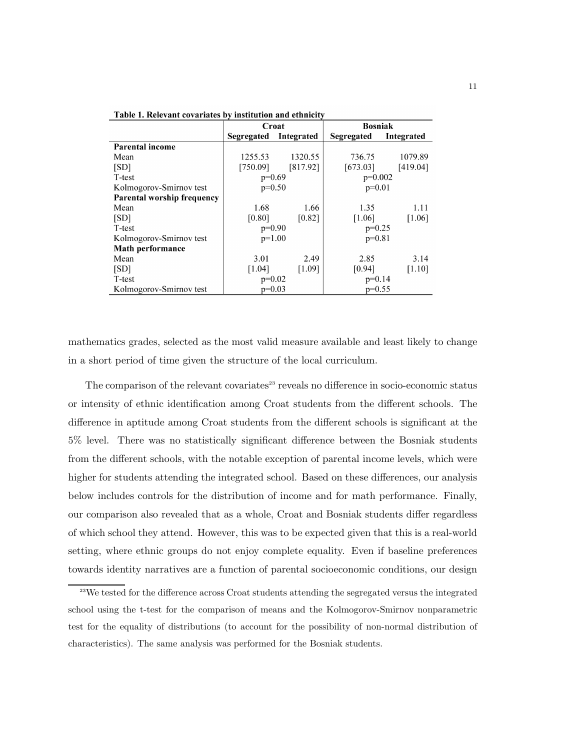**Table 1. Relevant covariates by institution and ethnicity**

| | Croat | | Bosniak | |
|---|---|---|---|---|
| | Segregated | Integrated | Segregated | Integrated |
| **Parental income** | | | | |
| Mean | 1255.53 | 1320.55 | 736.75 | 1079.89 |
| [SD] | [750.09] | [817.92] | [673.03] | [419.04] |
| T-test | p=0.69 | | p=0.002 | |
| Kolmogorov-Smirnov test | p=0.50 | | p=0.01 | |
| **Parental worship frequency** | | | | |
| Mean | 1.68 | 1.66 | 1.35 | 1.11 |
| [SD] | [0.80] | [0.82] | [1.06] | [1.06] |
| T-test | p=0.90 | | p=0.25 | |
| Kolmogorov-Smirnov test | p=1.00 | | p=0.81 | |
| **Math performance** | | | | |
| Mean | 3.01 | 2.49 | 2.85 | 3.14 |
| [SD] | [1.04] | [1.09] | [0.94] | [1.10] |
| T-test | p=0.02 | | p=0.14 | |
| Kolmogorov-Smirnov test | p=0.03 | | p=0.55 | |

mathematics grades, selected as the most valid measure available and least likely to change in a short period of time given the structure of the local curriculum.

The comparison of the relevant covariates[23] reveals no difference in socio-economic status or intensity of ethnic identification among Croat students from the different schools. The difference in aptitude among Croat students from the different schools is significant at the 5% level. There was no statistically significant difference between the Bosniak students from the different schools, with the notable exception of parental income levels, which were higher for students attending the integrated school. Based on these differences, our analysis below includes controls for the distribution of income and for math performance. Finally, our comparison also revealed that as a whole, Croat and Bosniak students differ regardless of which school they attend. However, this was to be expected given that this is a real-world setting, where ethnic groups do not enjoy complete equality. Even if baseline preferences towards identity narratives are a function of parental socioeconomic conditions, our design

[23]We tested for the difference across Croat students attending the segregated versus the integrated school using the t-test for the comparison of means and the Kolmogorov-Smirnov nonparametric test for the equality of distributions (to account for the possibility of non-normal distribution of characteristics). The same analysis was performed for the Bosniak students.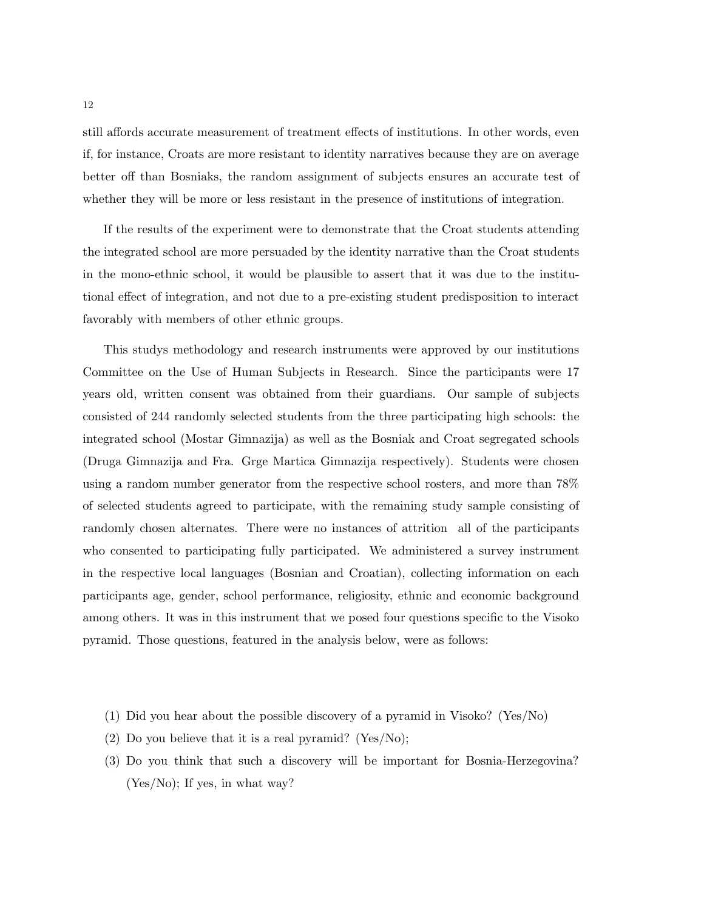still affords accurate measurement of treatment effects of institutions. In other words, even if, for instance, Croats are more resistant to identity narratives because they are on average better off than Bosniaks, the random assignment of subjects ensures an accurate test of whether they will be more or less resistant in the presence of institutions of integration.

If the results of the experiment were to demonstrate that the Croat students attending the integrated school are more persuaded by the identity narrative than the Croat students in the mono-ethnic school, it would be plausible to assert that it was due to the institutional effect of integration, and not due to a pre-existing student predisposition to interact favorably with members of other ethnic groups.

This studys methodology and research instruments were approved by our institutions Committee on the Use of Human Subjects in Research. Since the participants were 17 years old, written consent was obtained from their guardians. Our sample of subjects consisted of 244 randomly selected students from the three participating high schools: the integrated school (Mostar Gimnazija) as well as the Bosniak and Croat segregated schools (Druga Gimnazija and Fra. Grge Martica Gimnazija respectively). Students were chosen using a random number generator from the respective school rosters, and more than 78% of selected students agreed to participate, with the remaining study sample consisting of randomly chosen alternates. There were no instances of attrition all of the participants who consented to participating fully participated. We administered a survey instrument in the respective local languages (Bosnian and Croatian), collecting information on each participants age, gender, school performance, religiosity, ethnic and economic background among others. It was in this instrument that we posed four questions specific to the Visoko pyramid. Those questions, featured in the analysis below, were as follows:

(1) Did you hear about the possible discovery of a pyramid in Visoko? (Yes/No)

(2) Do you believe that it is a real pyramid? (Yes/No);

(3) Do you think that such a discovery will be important for Bosnia-Herzegovina? (Yes/No); If yes, in what way?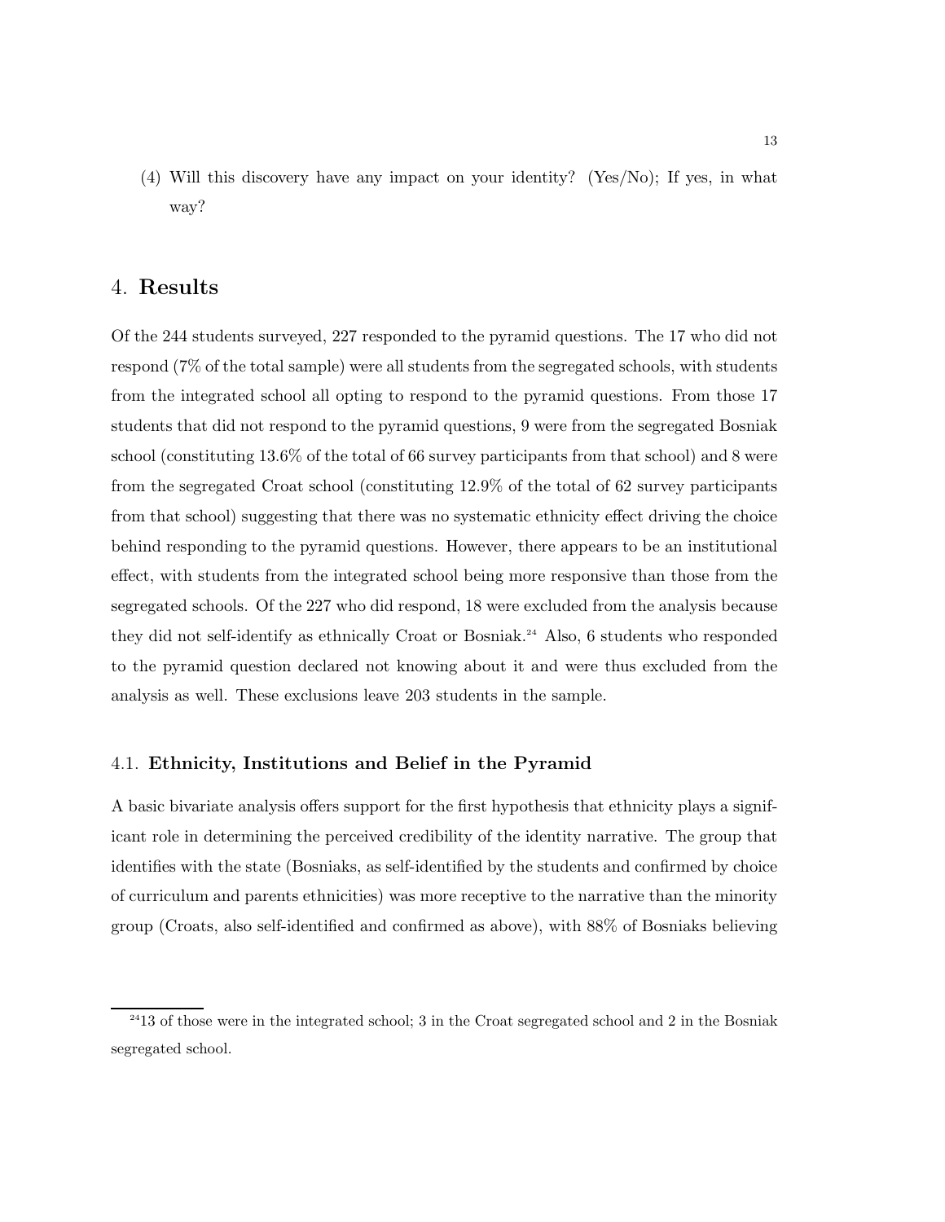(4) Will this discovery have any impact on your identity? (Yes/No); If yes, in what way?

## 4. Results

Of the 244 students surveyed, 227 responded to the pyramid questions. The 17 who did not respond (7% of the total sample) were all students from the segregated schools, with students from the integrated school all opting to respond to the pyramid questions. From those 17 students that did not respond to the pyramid questions, 9 were from the segregated Bosniak school (constituting 13.6% of the total of 66 survey participants from that school) and 8 were from the segregated Croat school (constituting 12.9% of the total of 62 survey participants from that school) suggesting that there was no systematic ethnicity effect driving the choice behind responding to the pyramid questions. However, there appears to be an institutional effect, with students from the integrated school being more responsive than those from the segregated schools. Of the 227 who did respond, 18 were excluded from the analysis because they did not self-identify as ethnically Croat or Bosniak.[24] Also, 6 students who responded to the pyramid question declared not knowing about it and were thus excluded from the analysis as well. These exclusions leave 203 students in the sample.

### 4.1. Ethnicity, Institutions and Belief in the Pyramid

A basic bivariate analysis offers support for the first hypothesis that ethnicity plays a significant role in determining the perceived credibility of the identity narrative. The group that identifies with the state (Bosniaks, as self-identified by the students and confirmed by choice of curriculum and parents ethnicities) was more receptive to the narrative than the minority group (Croats, also self-identified and confirmed as above), with 88% of Bosniaks believing

[24] 13 of those were in the integrated school; 3 in the Croat segregated school and 2 in the Bosniak segregated school.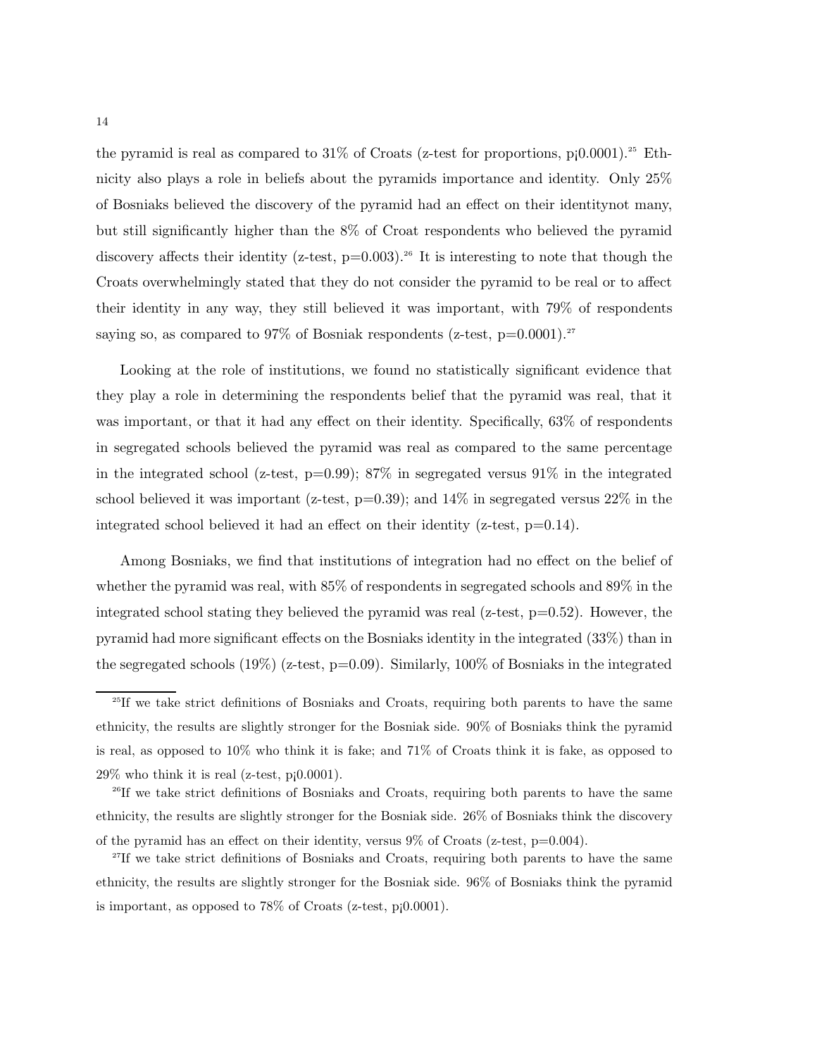the pyramid is real as compared to 31% of Croats (z-test for proportions, p¡0.0001).[25] Ethnicity also plays a role in beliefs about the pyramids importance and identity. Only 25% of Bosniaks believed the discovery of the pyramid had an effect on their identitynot many, but still significantly higher than the 8% of Croat respondents who believed the pyramid discovery affects their identity (z-test, p=0.003).[26] It is interesting to note that though the Croats overwhelmingly stated that they do not consider the pyramid to be real or to affect their identity in any way, they still believed it was important, with 79% of respondents saying so, as compared to 97% of Bosniak respondents (z-test, p=0.0001).[27]

Looking at the role of institutions, we found no statistically significant evidence that they play a role in determining the respondents belief that the pyramid was real, that it was important, or that it had any effect on their identity. Specifically, 63% of respondents in segregated schools believed the pyramid was real as compared to the same percentage in the integrated school (z-test, p=0.99); 87% in segregated versus 91% in the integrated school believed it was important (z-test, p=0.39); and 14% in segregated versus 22% in the integrated school believed it had an effect on their identity (z-test, p=0.14).

Among Bosniaks, we find that institutions of integration had no effect on the belief of whether the pyramid was real, with 85% of respondents in segregated schools and 89% in the integrated school stating they believed the pyramid was real (z-test, p=0.52). However, the pyramid had more significant effects on the Bosniaks identity in the integrated (33%) than in the segregated schools (19%) (z-test, p=0.09). Similarly, 100% of Bosniaks in the integrated

[25]If we take strict definitions of Bosniaks and Croats, requiring both parents to have the same ethnicity, the results are slightly stronger for the Bosniak side. 90% of Bosniaks think the pyramid is real, as opposed to 10% who think it is fake; and 71% of Croats think it is fake, as opposed to 29% who think it is real (z-test, p¡0.0001).

[26]If we take strict definitions of Bosniaks and Croats, requiring both parents to have the same ethnicity, the results are slightly stronger for the Bosniak side. 26% of Bosniaks think the discovery of the pyramid has an effect on their identity, versus 9% of Croats (z-test, p=0.004).

[27]If we take strict definitions of Bosniaks and Croats, requiring both parents to have the same ethnicity, the results are slightly stronger for the Bosniak side. 96% of Bosniaks think the pyramid is important, as opposed to 78% of Croats (z-test, p¡0.0001).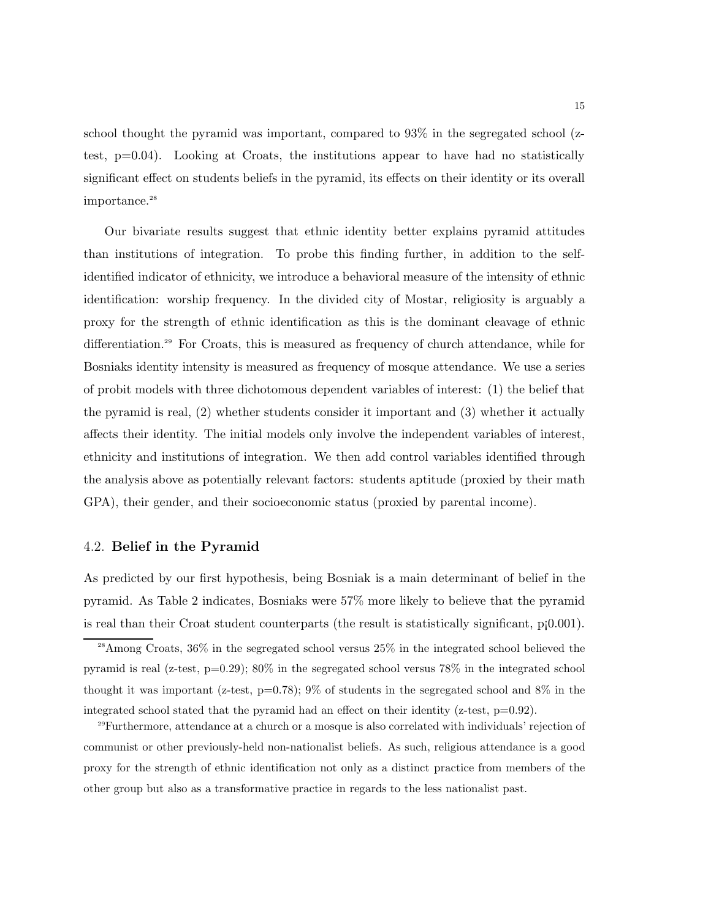school thought the pyramid was important, compared to 93% in the segregated school (z-test, p=0.04). Looking at Croats, the institutions appear to have had no statistically significant effect on students beliefs in the pyramid, its effects on their identity or its overall importance.[28]

Our bivariate results suggest that ethnic identity better explains pyramid attitudes than institutions of integration. To probe this finding further, in addition to the self-identified indicator of ethnicity, we introduce a behavioral measure of the intensity of ethnic identification: worship frequency. In the divided city of Mostar, religiosity is arguably a proxy for the strength of ethnic identification as this is the dominant cleavage of ethnic differentiation.[29] For Croats, this is measured as frequency of church attendance, while for Bosniaks identity intensity is measured as frequency of mosque attendance. We use a series of probit models with three dichotomous dependent variables of interest: (1) the belief that the pyramid is real, (2) whether students consider it important and (3) whether it actually affects their identity. The initial models only involve the independent variables of interest, ethnicity and institutions of integration. We then add control variables identified through the analysis above as potentially relevant factors: students aptitude (proxied by their math GPA), their gender, and their socioeconomic status (proxied by parental income).

### 4.2. Belief in the Pyramid

As predicted by our first hypothesis, being Bosniak is a main determinant of belief in the pyramid. As Table 2 indicates, Bosniaks were 57% more likely to believe that the pyramid is real than their Croat student counterparts (the result is statistically significant, p¡0.001).

[28]Among Croats, 36% in the segregated school versus 25% in the integrated school believed the pyramid is real (z-test, p=0.29); 80% in the segregated school versus 78% in the integrated school thought it was important (z-test, p=0.78); 9% of students in the segregated school and 8% in the integrated school stated that the pyramid had an effect on their identity (z-test, p=0.92).

[29]Furthermore, attendance at a church or a mosque is also correlated with individuals' rejection of communist or other previously-held non-nationalist beliefs. As such, religious attendance is a good proxy for the strength of ethnic identification not only as a distinct practice from members of the other group but also as a transformative practice in regards to the less nationalist past.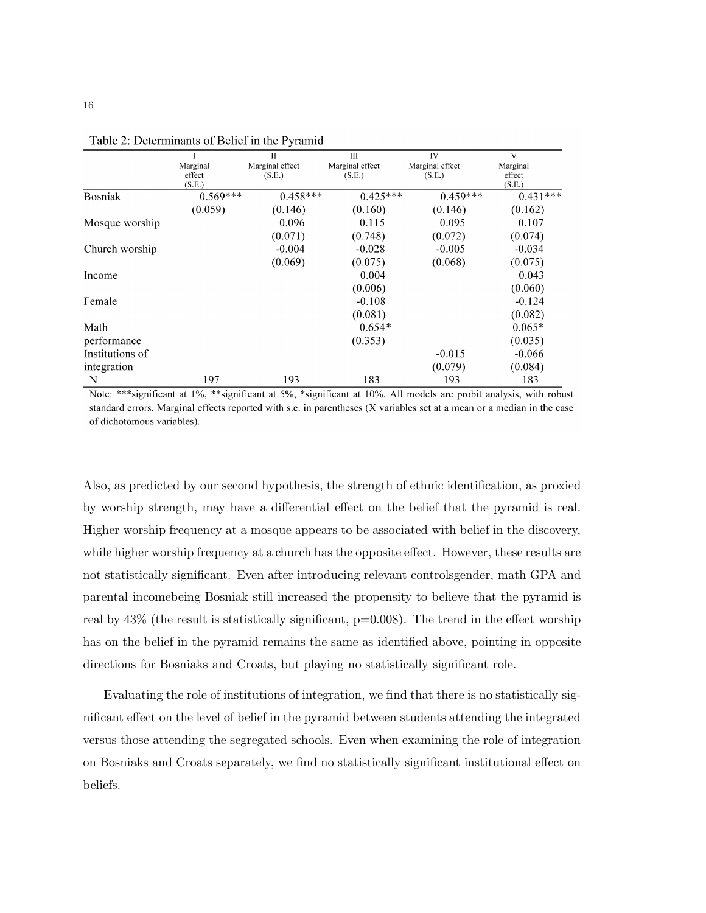Table 2: Determinants of Belief in the Pyramid

| | I<br>Marginal effect<br>(S.E.) | II<br>Marginal effect<br>(S.E.) | III<br>Marginal effect<br>(S.E.) | IV<br>Marginal effect<br>(S.E.) | V<br>Marginal effect<br>(S.E.) |
|---|---|---|---|---|---|
| Bosniak | 0.569*** | 0.458*** | 0.425*** | 0.459*** | 0.431*** |
| | (0.059) | (0.146) | (0.160) | (0.146) | (0.162) |
| Mosque worship | | 0.096 | 0.115 | 0.095 | 0.107 |
| | | (0.071) | (0.748) | (0.072) | (0.074) |
| Church worship | | -0.004 | -0.028 | -0.005 | -0.034 |
| | | (0.069) | (0.075) | (0.068) | (0.075) |
| Income | | | 0.004 | | 0.043 |
| | | | (0.006) | | (0.060) |
| Female | | | -0.108 | | -0.124 |
| | | | (0.081) | | (0.082) |
| Math performance | | | 0.654* | | 0.065* |
| | | | (0.353) | | (0.035) |
| Institutions of integration | | | | -0.015 | -0.066 |
| | | | | (0.079) | (0.084) |
| N | 197 | 193 | 183 | 193 | 183 |

Note: ***significant at 1%, **significant at 5%, *significant at 10%. All models are probit analysis, with robust standard errors. Marginal effects reported with s.e. in parentheses (X variables set at a mean or a median in the case of dichotomous variables).

Also, as predicted by our second hypothesis, the strength of ethnic identification, as proxied by worship strength, may have a differential effect on the belief that the pyramid is real. Higher worship frequency at a mosque appears to be associated with belief in the discovery, while higher worship frequency at a church has the opposite effect. However, these results are not statistically significant. Even after introducing relevant controlsgender, math GPA and parental incomebeing Bosniak still increased the propensity to believe that the pyramid is real by 43% (the result is statistically significant, p=0.008). The trend in the effect worship has on the belief in the pyramid remains the same as identified above, pointing in opposite directions for Bosniaks and Croats, but playing no statistically significant role.

Evaluating the role of institutions of integration, we find that there is no statistically significant effect on the level of belief in the pyramid between students attending the integrated versus those attending the segregated schools. Even when examining the role of integration on Bosniaks and Croats separately, we find no statistically significant institutional effect on beliefs.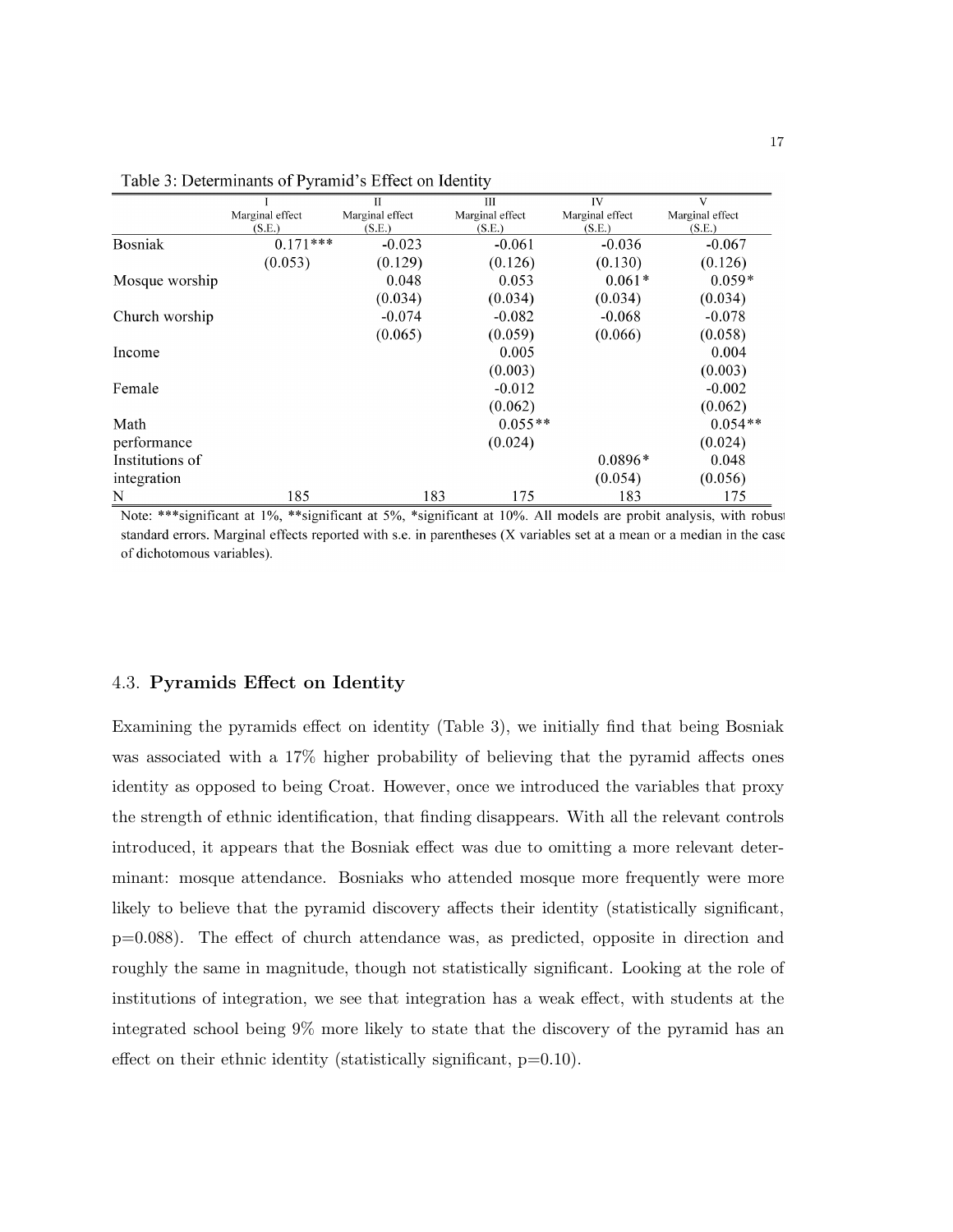Table 3: Determinants of Pyramid's Effect on Identity

| | I<br>Marginal effect<br>(S.E.) | II<br>Marginal effect<br>(S.E.) | III<br>Marginal effect<br>(S.E.) | IV<br>Marginal effect<br>(S.E.) | V<br>Marginal effect<br>(S.E.) |
|---|---|---|---|---|---|
| Bosniak | 0.171***<br>(0.053) | -0.023<br>(0.129) | -0.061<br>(0.126) | -0.036<br>(0.130) | -0.067<br>(0.126) |
| Mosque worship | | 0.048<br>(0.034) | 0.053<br>(0.034) | 0.061*<br>(0.034) | 0.059*<br>(0.034) |
| Church worship | | -0.074<br>(0.065) | -0.082<br>(0.059) | -0.068<br>(0.066) | -0.078<br>(0.058) |
| Income | | | 0.005<br>(0.003) | | 0.004<br>(0.003) |
| Female | | | -0.012<br>(0.062) | | -0.002<br>(0.062) |
| Math performance | | | 0.055**<br>(0.024) | | 0.054**<br>(0.024) |
| Institutions of integration | | | | 0.0896*<br>(0.054) | 0.048<br>(0.056) |
| N | 185 | 183 | 175 | 183 | 175 |

Note: ***significant at 1%, **significant at 5%, *significant at 10%. All models are probit analysis, with robust standard errors. Marginal effects reported with s.e. in parentheses (X variables set at a mean or a median in the case of dichotomous variables).

## 4.3. **Pyramids Effect on Identity**

Examining the pyramids effect on identity (Table 3), we initially find that being Bosniak was associated with a 17% higher probability of believing that the pyramid affects ones identity as opposed to being Croat. However, once we introduced the variables that proxy the strength of ethnic identification, that finding disappears. With all the relevant controls introduced, it appears that the Bosniak effect was due to omitting a more relevant determinant: mosque attendance. Bosniaks who attended mosque more frequently were more likely to believe that the pyramid discovery affects their identity (statistically significant, $p=0.088$). The effect of church attendance was, as predicted, opposite in direction and roughly the same in magnitude, though not statistically significant. Looking at the role of institutions of integration, we see that integration has a weak effect, with students at the integrated school being 9% more likely to state that the discovery of the pyramid has an effect on their ethnic identity (statistically significant, $p=0.10$).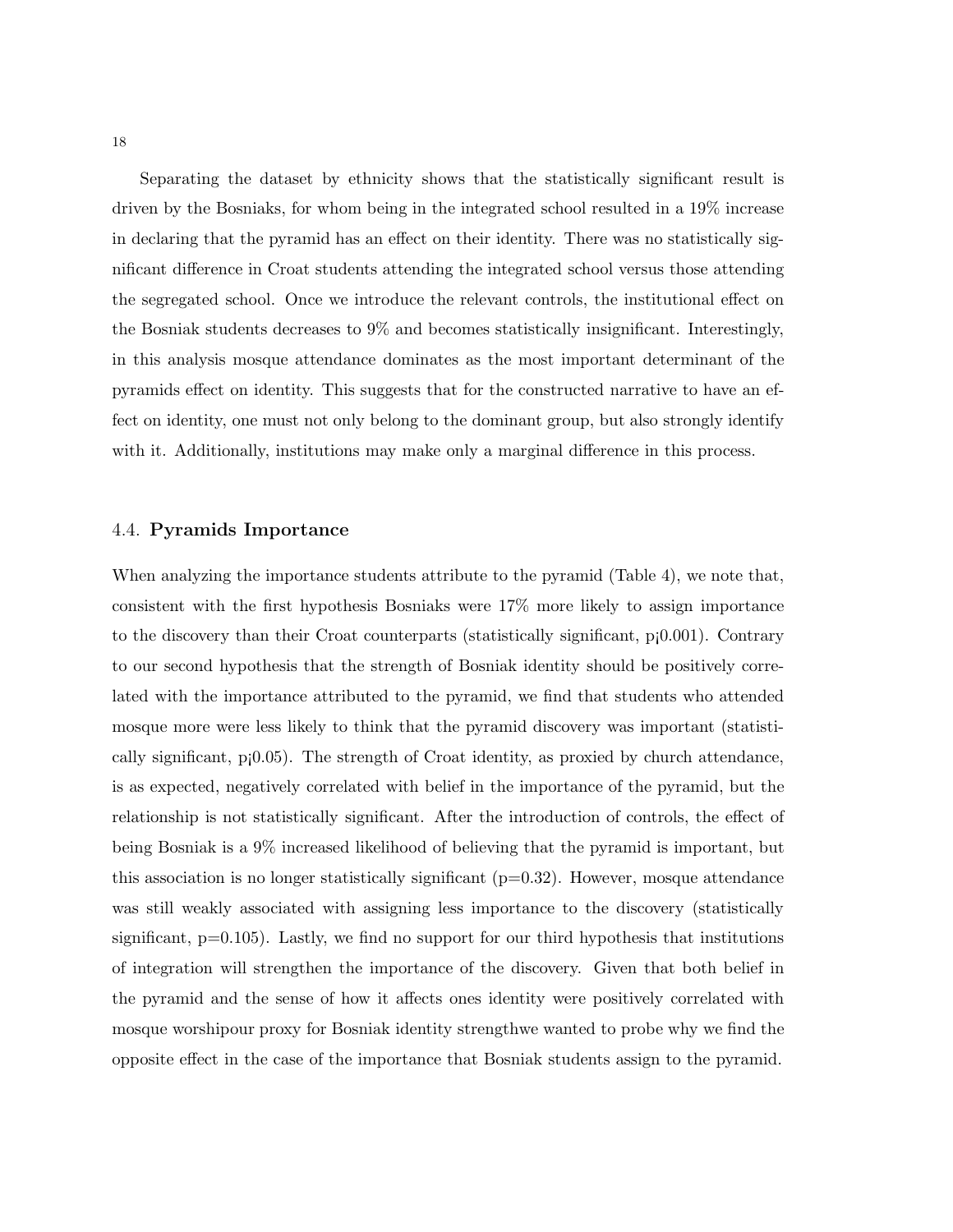Separating the dataset by ethnicity shows that the statistically significant result is driven by the Bosniaks, for whom being in the integrated school resulted in a 19% increase in declaring that the pyramid has an effect on their identity. There was no statistically significant difference in Croat students attending the integrated school versus those attending the segregated school. Once we introduce the relevant controls, the institutional effect on the Bosniak students decreases to 9% and becomes statistically insignificant. Interestingly, in this analysis mosque attendance dominates as the most important determinant of the pyramids effect on identity. This suggests that for the constructed narrative to have an effect on identity, one must not only belong to the dominant group, but also strongly identify with it. Additionally, institutions may make only a marginal difference in this process.

## 4.4. **Pyramids Importance**

When analyzing the importance students attribute to the pyramid (Table 4), we note that, consistent with the first hypothesis Bosniaks were 17% more likely to assign importance to the discovery than their Croat counterparts (statistically significant, p¡0.001). Contrary to our second hypothesis that the strength of Bosniak identity should be positively correlated with the importance attributed to the pyramid, we find that students who attended mosque more were less likely to think that the pyramid discovery was important (statistically significant, p¡0.05). The strength of Croat identity, as proxied by church attendance, is as expected, negatively correlated with belief in the importance of the pyramid, but the relationship is not statistically significant. After the introduction of controls, the effect of being Bosniak is a 9% increased likelihood of believing that the pyramid is important, but this association is no longer statistically significant (p=0.32). However, mosque attendance was still weakly associated with assigning less importance to the discovery (statistically significant, p=0.105). Lastly, we find no support for our third hypothesis that institutions of integration will strengthen the importance of the discovery. Given that both belief in the pyramid and the sense of how it affects ones identity were positively correlated with mosque worshipour proxy for Bosniak identity strengthwe wanted to probe why we find the opposite effect in the case of the importance that Bosniak students assign to the pyramid.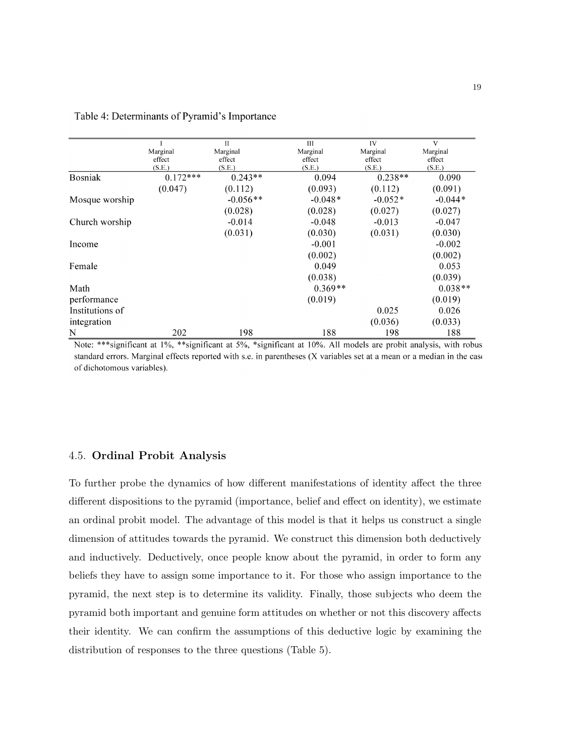Table 4: Determinants of Pyramid's Importance

| | I<br>Marginal effect<br>(S.E.) | II<br>Marginal effect<br>(S.E.) | III<br>Marginal effect<br>(S.E.) | IV<br>Marginal effect<br>(S.E.) | V<br>Marginal effect<br>(S.E.) |
|---|---|---|---|---|---|
| Bosniak | 0.172*** | 0.243** | 0.094 | 0.238** | 0.090 |
| | (0.047) | (0.112) | (0.093) | (0.112) | (0.091) |
| Mosque worship | | -0.056** | -0.048* | -0.052* | -0.044* |
| | | (0.028) | (0.028) | (0.027) | (0.027) |
| Church worship | | -0.014 | -0.048 | -0.013 | -0.047 |
| | | (0.031) | (0.030) | (0.031) | (0.030) |
| Income | | | -0.001 | | -0.002 |
| | | | (0.002) | | (0.002) |
| Female | | | 0.049 | | 0.053 |
| | | | (0.038) | | (0.039) |
| Math performance | | | 0.369** | | 0.038** |
| | | | (0.019) | | (0.019) |
| Institutions of integration | | | | 0.025 | 0.026 |
| | | | | (0.036) | (0.033) |
| N | 202 | 198 | 188 | 198 | 188 |

Note: ***significant at 1%, **significant at 5%, *significant at 10%. All models are probit analysis, with robus standard errors. Marginal effects reported with s.e. in parentheses (X variables set at a mean or a median in the cas of dichotomous variables).

## 4.5. **Ordinal Probit Analysis**

To further probe the dynamics of how different manifestations of identity affect the three different dispositions to the pyramid (importance, belief and effect on identity), we estimate an ordinal probit model. The advantage of this model is that it helps us construct a single dimension of attitudes towards the pyramid. We construct this dimension both deductively and inductively. Deductively, once people know about the pyramid, in order to form any beliefs they have to assign some importance to it. For those who assign importance to the pyramid, the next step is to determine its validity. Finally, those subjects who deem the pyramid both important and genuine form attitudes on whether or not this discovery affects their identity. We can confirm the assumptions of this deductive logic by examining the distribution of responses to the three questions (Table 5).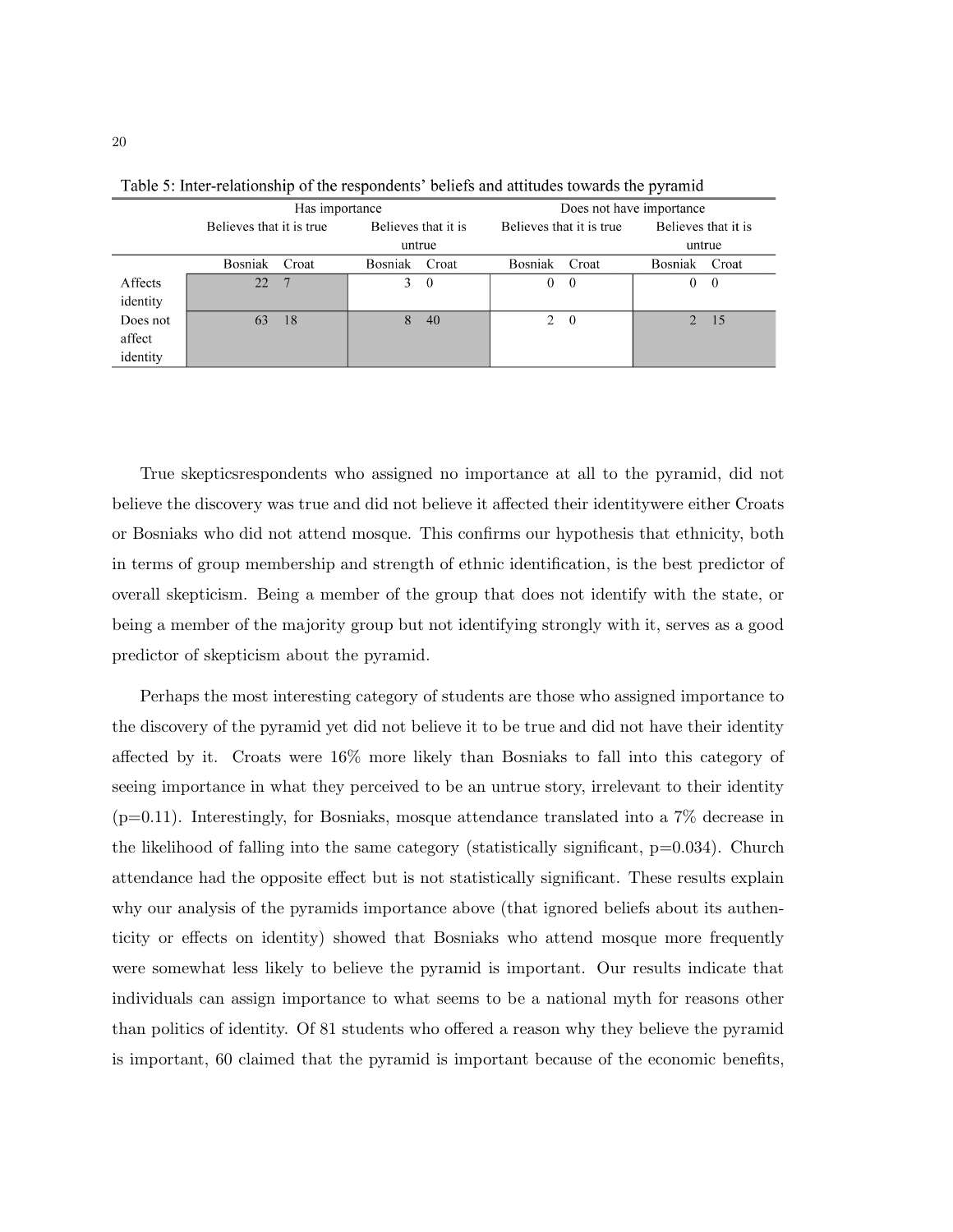Table 5: Inter-relationship of the respondents' beliefs and attitudes towards the pyramid

| | Has importance | | | | Does not have importance | | | |
|---|---|---|---|---|---|---|---|---|
| | Believes that it is true | | Believes that it is untrue | | Believes that it is true | | Believes that it is untrue | |
| | Bosniak | Croat | Bosniak | Croat | Bosniak | Croat | Bosniak | Croat |
| Affects identity | 22 | 7 | 3 | 0 | 0 | 0 | 0 | 0 |
| Does not affect identity | 63 | 18 | 8 | 40 | 2 | 0 | 2 | 15 |

True skepticsrespondents who assigned no importance at all to the pyramid, did not believe the discovery was true and did not believe it affected their identitywere either Croats or Bosniaks who did not attend mosque. This confirms our hypothesis that ethnicity, both in terms of group membership and strength of ethnic identification, is the best predictor of overall skepticism. Being a member of the group that does not identify with the state, or being a member of the majority group but not identifying strongly with it, serves as a good predictor of skepticism about the pyramid.

Perhaps the most interesting category of students are those who assigned importance to the discovery of the pyramid yet did not believe it to be true and did not have their identity affected by it. Croats were 16% more likely than Bosniaks to fall into this category of seeing importance in what they perceived to be an untrue story, irrelevant to their identity ($p=0.11$). Interestingly, for Bosniaks, mosque attendance translated into a 7% decrease in the likelihood of falling into the same category (statistically significant, $p=0.034$). Church attendance had the opposite effect but is not statistically significant. These results explain why our analysis of the pyramids importance above (that ignored beliefs about its authenticity or effects on identity) showed that Bosniaks who attend mosque more frequently were somewhat less likely to believe the pyramid is important. Our results indicate that individuals can assign importance to what seems to be a national myth for reasons other than politics of identity. Of 81 students who offered a reason why they believe the pyramid is important, 60 claimed that the pyramid is important because of the economic benefits,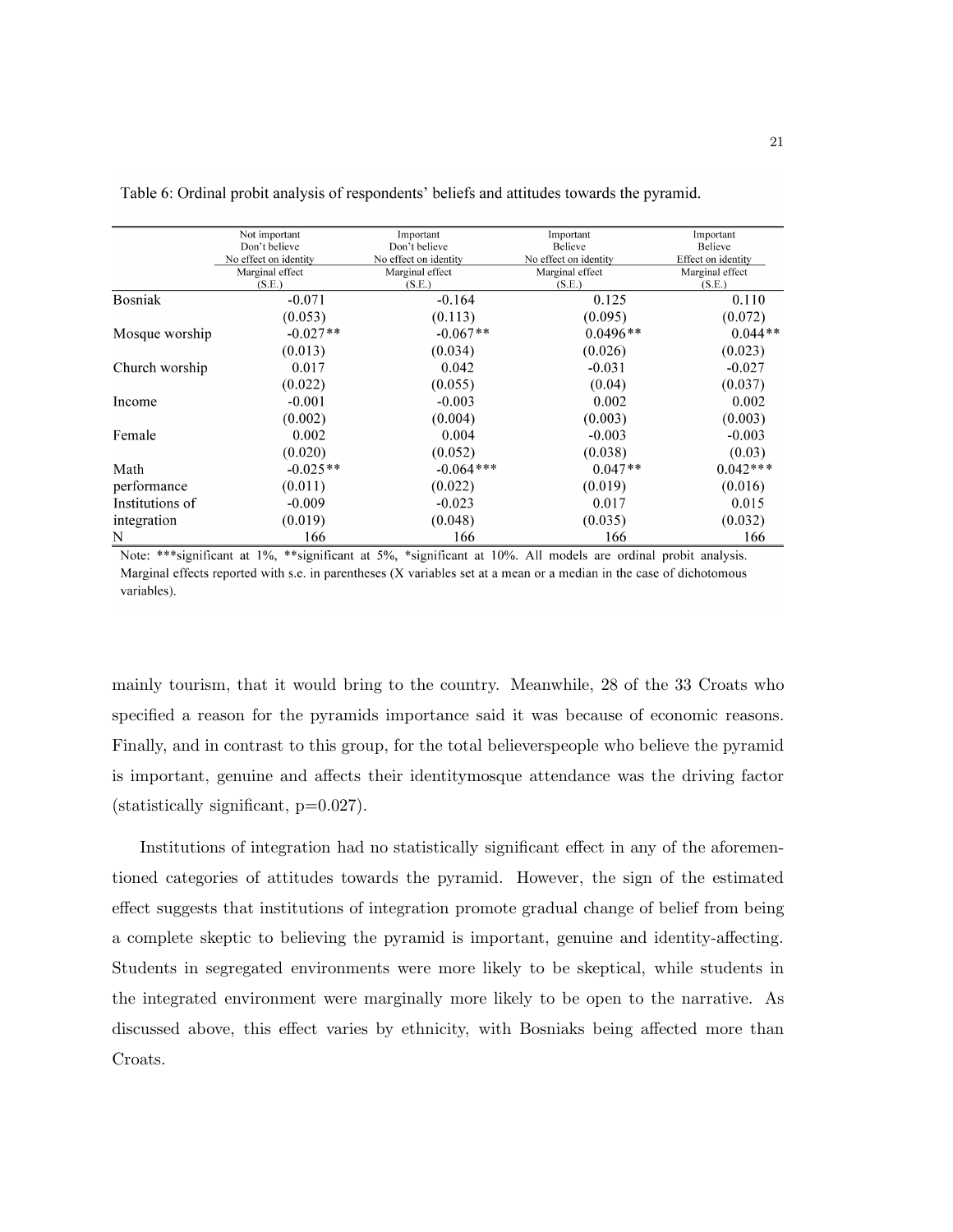Table 6: Ordinal probit analysis of respondents' beliefs and attitudes towards the pyramid.

| | Not important<br>Don't believe<br>No effect on identity | Important<br>Don't believe<br>No effect on identity | Important<br>Believe<br>No effect on identity | Important<br>Believe<br>Effect on identity |
|---|---|---|---|---|
| | Marginal effect<br>(S.E.) | Marginal effect<br>(S.E.) | Marginal effect<br>(S.E.) | Marginal effect<br>(S.E.) |
| Bosniak | -0.071 | -0.164 | 0.125 | 0.110 |
| | (0.053) | (0.113) | (0.095) | (0.072) |
| Mosque worship | -0.027** | -0.067** | 0.0496** | 0.044** |
| | (0.013) | (0.034) | (0.026) | (0.023) |
| Church worship | 0.017 | 0.042 | -0.031 | -0.027 |
| | (0.022) | (0.055) | (0.04) | (0.037) |
| Income | -0.001 | -0.003 | 0.002 | 0.002 |
| | (0.002) | (0.004) | (0.003) | (0.003) |
| Female | 0.002 | 0.004 | -0.003 | -0.003 |
| | (0.020) | (0.052) | (0.038) | (0.03) |
| Math performance | -0.025** | -0.064*** | 0.047** | 0.042*** |
| | (0.011) | (0.022) | (0.019) | (0.016) |
| Institutions of integration | -0.009 | -0.023 | 0.017 | 0.015 |
| | (0.019) | (0.048) | (0.035) | (0.032) |
| N | 166 | 166 | 166 | 166 |

Note: ***significant at 1%, **significant at 5%, *significant at 10%. All models are ordinal probit analysis. Marginal effects reported with s.e. in parentheses (X variables set at a mean or a median in the case of dichotomous variables).

mainly tourism, that it would bring to the country. Meanwhile, 28 of the 33 Croats who specified a reason for the pyramids importance said it was because of economic reasons. Finally, and in contrast to this group, for the total believerspeople who believe the pyramid is important, genuine and affects their identitymosque attendance was the driving factor (statistically significant, p=0.027).

Institutions of integration had no statistically significant effect in any of the aforementioned categories of attitudes towards the pyramid. However, the sign of the estimated effect suggests that institutions of integration promote gradual change of belief from being a complete skeptic to believing the pyramid is important, genuine and identity-affecting. Students in segregated environments were more likely to be skeptical, while students in the integrated environment were marginally more likely to be open to the narrative. As discussed above, this effect varies by ethnicity, with Bosniaks being affected more than Croats.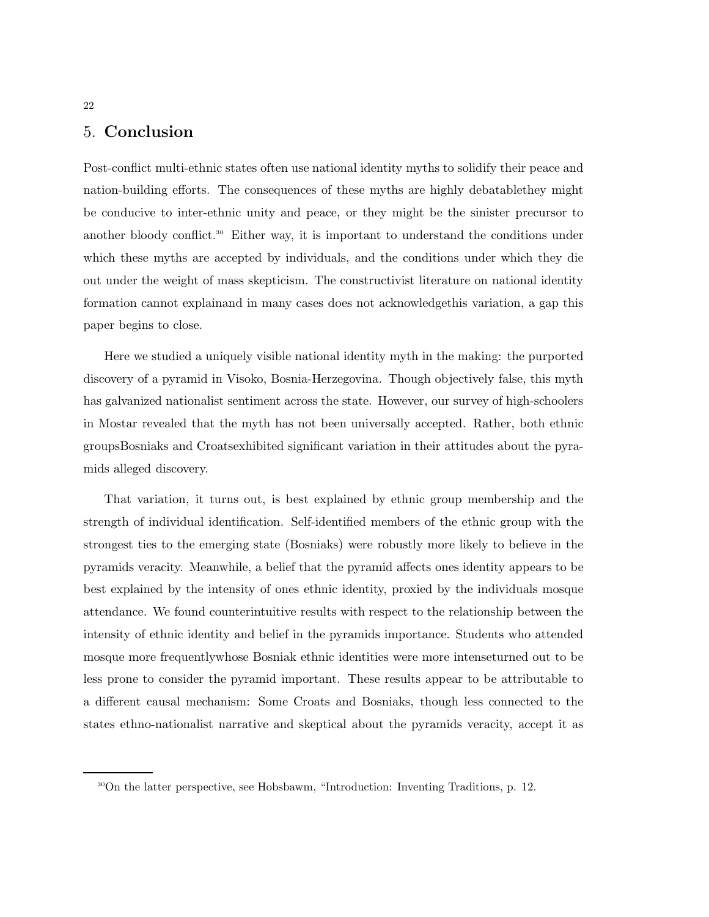## 5. Conclusion

Post-conflict multi-ethnic states often use national identity myths to solidify their peace and nation-building efforts. The consequences of these myths are highly debatablethey might be conducive to inter-ethnic unity and peace, or they might be the sinister precursor to another bloody conflict.[30] Either way, it is important to understand the conditions under which these myths are accepted by individuals, and the conditions under which they die out under the weight of mass skepticism. The constructivist literature on national identity formation cannot explainand in many cases does not acknowledgethis variation, a gap this paper begins to close.

Here we studied a uniquely visible national identity myth in the making: the purported discovery of a pyramid in Visoko, Bosnia-Herzegovina. Though objectively false, this myth has galvanized nationalist sentiment across the state. However, our survey of high-schoolers in Mostar revealed that the myth has not been universally accepted. Rather, both ethnic groupsBosniaks and Croatsexhibited significant variation in their attitudes about the pyramids alleged discovery.

That variation, it turns out, is best explained by ethnic group membership and the strength of individual identification. Self-identified members of the ethnic group with the strongest ties to the emerging state (Bosniaks) were robustly more likely to believe in the pyramids veracity. Meanwhile, a belief that the pyramid affects ones identity appears to be best explained by the intensity of ones ethnic identity, proxied by the individuals mosque attendance. We found counterintuitive results with respect to the relationship between the intensity of ethnic identity and belief in the pyramids importance. Students who attended mosque more frequentlywhose Bosniak ethnic identities were more intenseturned out to be less prone to consider the pyramid important. These results appear to be attributable to a different causal mechanism: Some Croats and Bosniaks, though less connected to the states ethno-nationalist narrative and skeptical about the pyramids veracity, accept it as

[30]On the latter perspective, see Hobsbawm, "Introduction: Inventing Traditions, p. 12.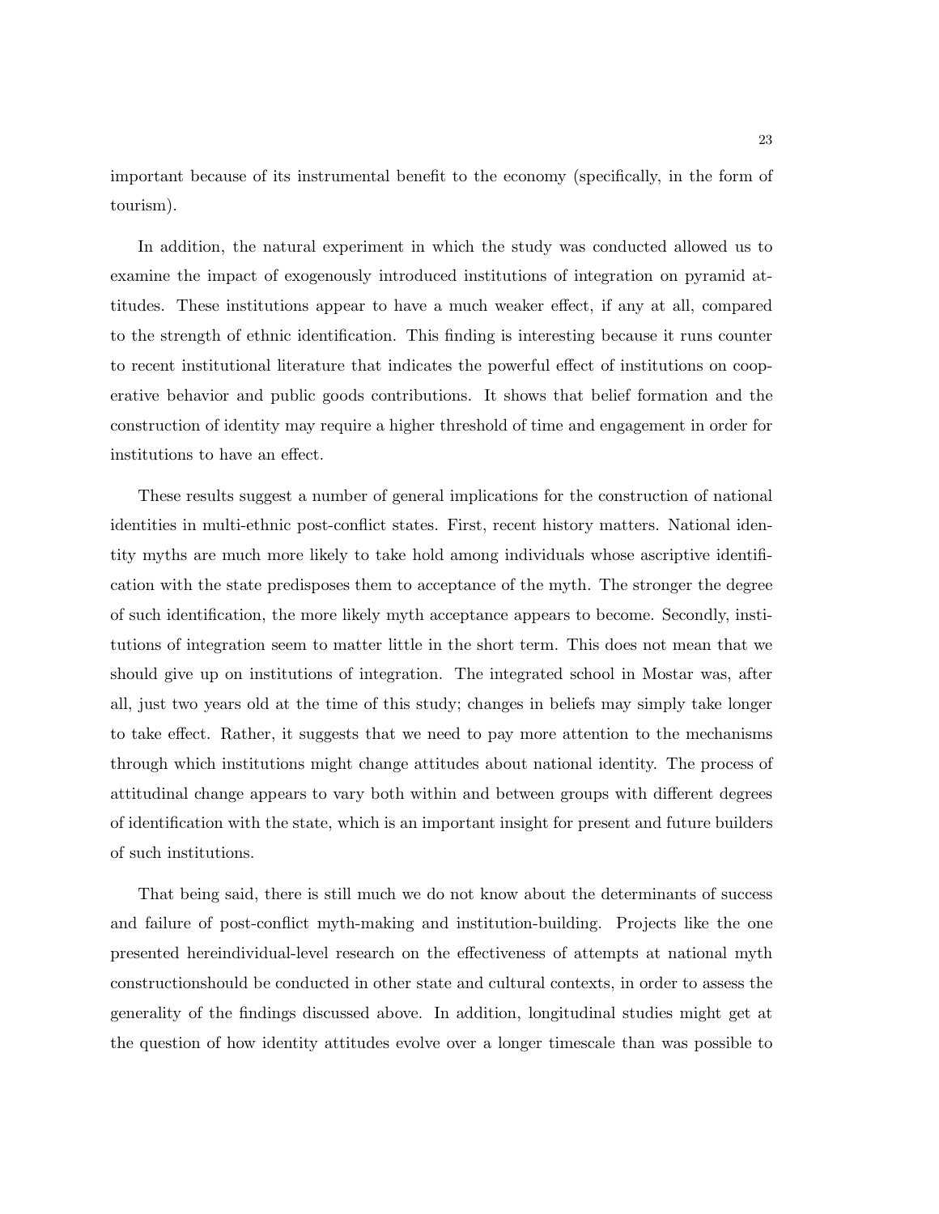important because of its instrumental benefit to the economy (specifically, in the form of tourism).

In addition, the natural experiment in which the study was conducted allowed us to examine the impact of exogenously introduced institutions of integration on pyramid attitudes. These institutions appear to have a much weaker effect, if any at all, compared to the strength of ethnic identification. This finding is interesting because it runs counter to recent institutional literature that indicates the powerful effect of institutions on cooperative behavior and public goods contributions. It shows that belief formation and the construction of identity may require a higher threshold of time and engagement in order for institutions to have an effect.

These results suggest a number of general implications for the construction of national identities in multi-ethnic post-conflict states. First, recent history matters. National identity myths are much more likely to take hold among individuals whose ascriptive identification with the state predisposes them to acceptance of the myth. The stronger the degree of such identification, the more likely myth acceptance appears to become. Secondly, institutions of integration seem to matter little in the short term. This does not mean that we should give up on institutions of integration. The integrated school in Mostar was, after all, just two years old at the time of this study; changes in beliefs may simply take longer to take effect. Rather, it suggests that we need to pay more attention to the mechanisms through which institutions might change attitudes about national identity. The process of attitudinal change appears to vary both within and between groups with different degrees of identification with the state, which is an important insight for present and future builders of such institutions.

That being said, there is still much we do not know about the determinants of success and failure of post-conflict myth-making and institution-building. Projects like the one presented hereindividual-level research on the effectiveness of attempts at national myth constructionshould be conducted in other state and cultural contexts, in order to assess the generality of the findings discussed above. In addition, longitudinal studies might get at the question of how identity attitudes evolve over a longer timescale than was possible to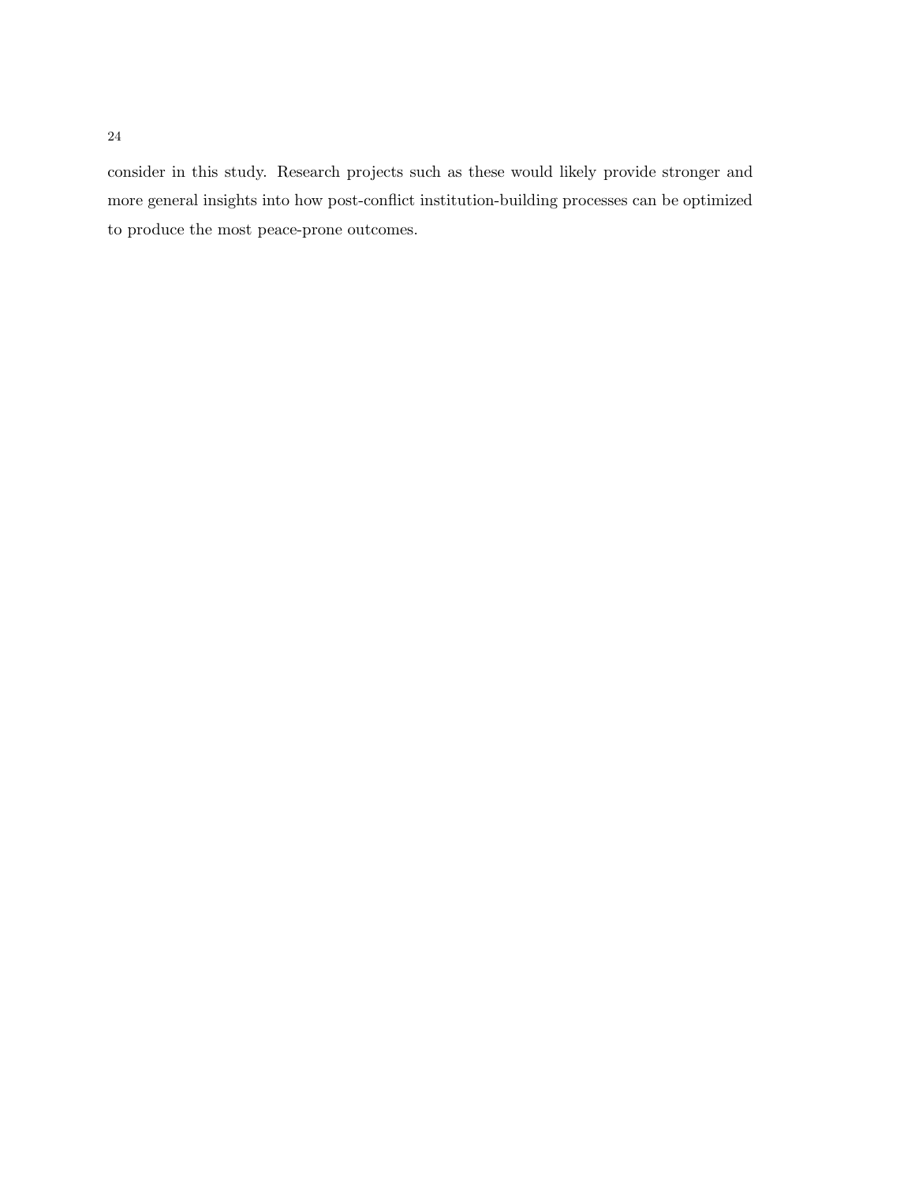consider in this study. Research projects such as these would likely provide stronger and more general insights into how post-conflict institution-building processes can be optimized to produce the most peace-prone outcomes.